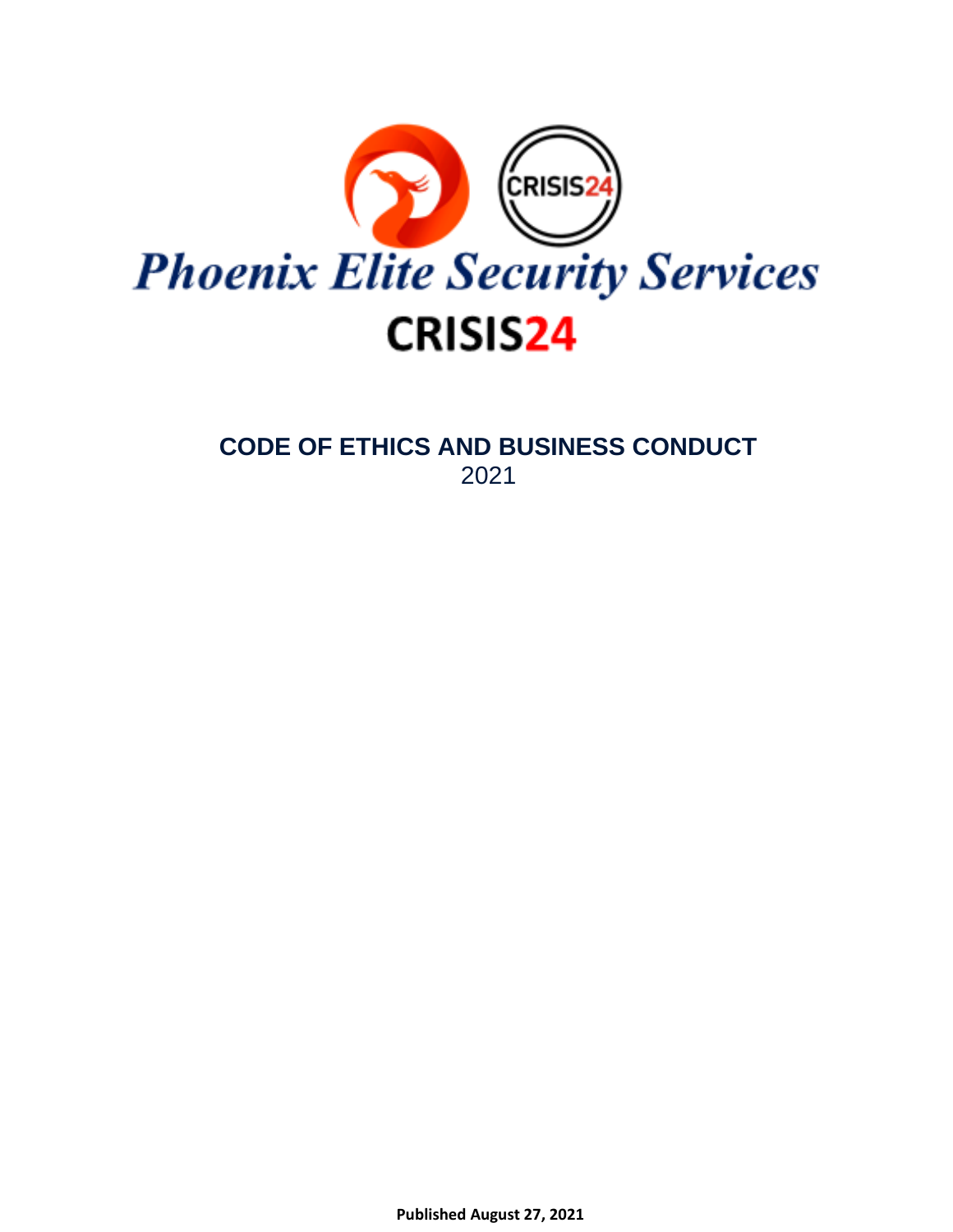Phoenix Elite Security Services

CRISIS24

# CODE OF ETHICS AND BUSINESS CONDUCT

2021

**Published August 27, 2021**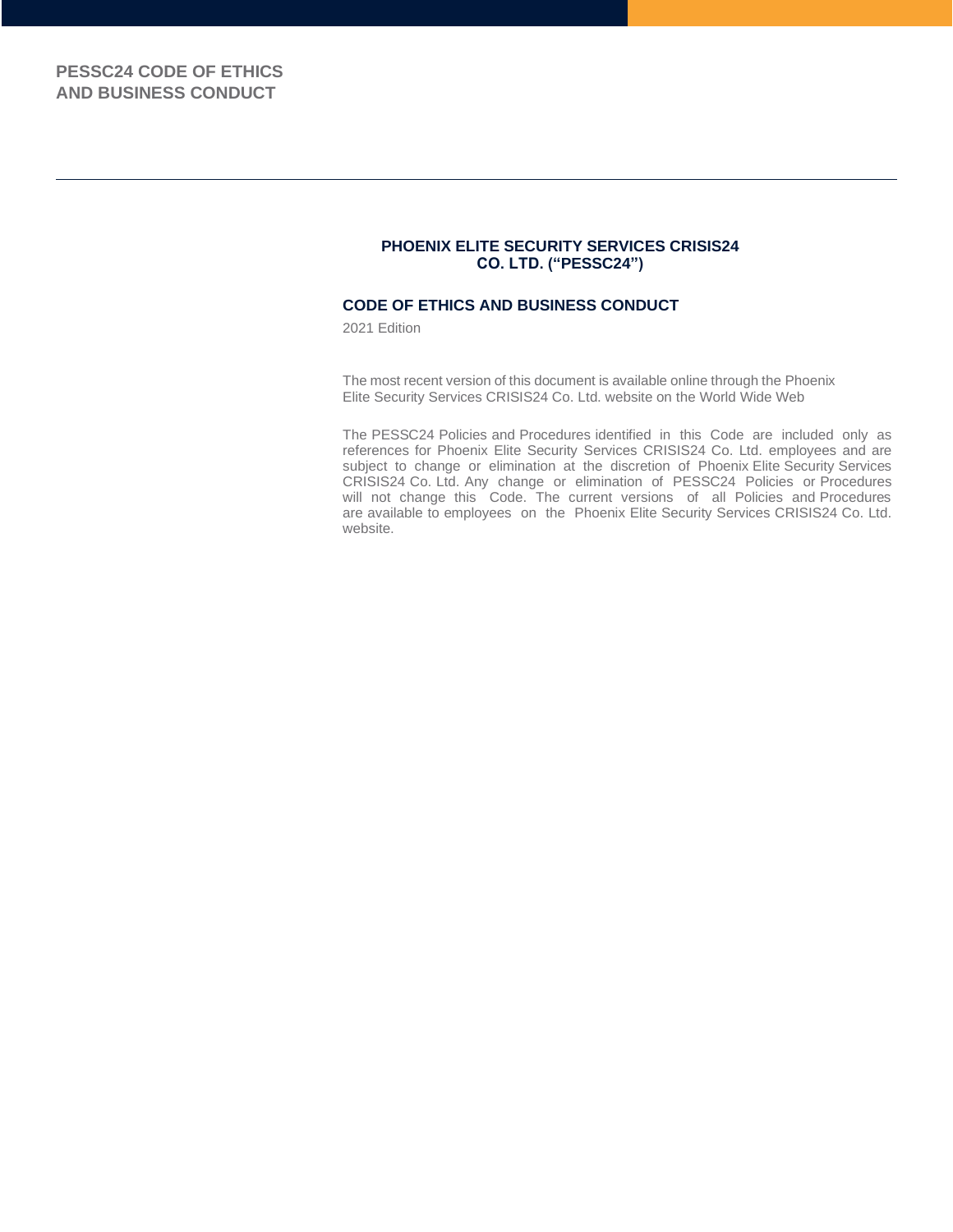# PESSC24 CODE OF ETHICS AND BUSINESS CONDUCT

**PHOENIX ELITE SECURITY SERVICES CRISIS24 CO. LTD. ("PESSC24")**

## CODE OF ETHICS AND BUSINESS CONDUCT

2021 Edition

The most recent version of this document is available online through the Phoenix Elite Security Services CRISIS24 Co. Ltd. website on the World Wide Web

The PESSC24 Policies and Procedures identified in this Code are included only as references for Phoenix Elite Security Services CRISIS24 Co. Ltd. employees and are subject to change or elimination at the discretion of Phoenix Elite Security Services CRISIS24 Co. Ltd. Any change or elimination of PESSC24 Policies or Procedures will not change this Code. The current versions of all Policies and Procedures are available to employees on the Phoenix Elite Security Services CRISIS24 Co. Ltd. website.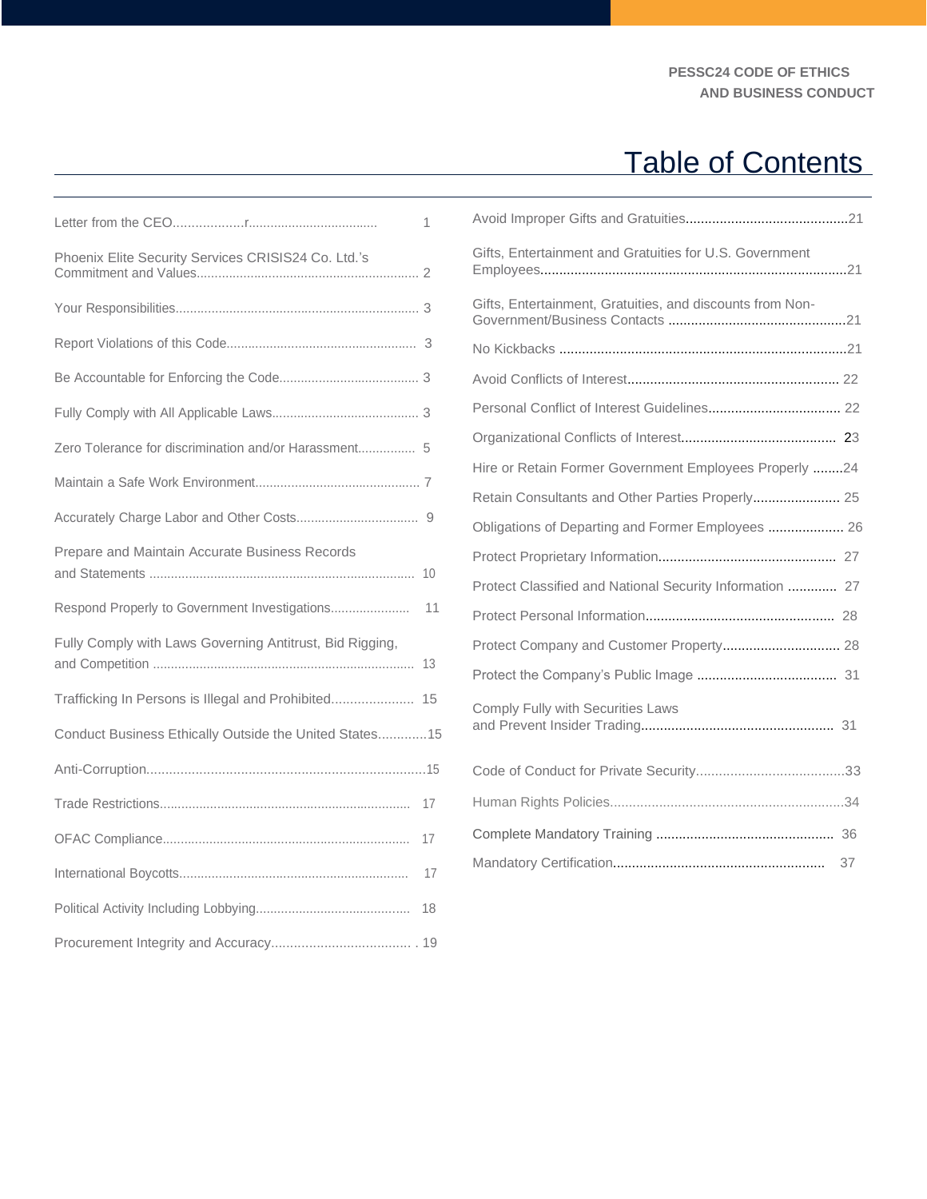# Table of Contents

| Section | Page |
|---|---|
| Letter from the CEO | 1 |
| Phoenix Elite Security Services CRISIS24 Co. Ltd.'s Commitment and Values | 2 |
| Your Responsibilities | 3 |
| Report Violations of this Code | 3 |
| Be Accountable for Enforcing the Code | 3 |
| Fully Comply with All Applicable Laws | 3 |
| Zero Tolerance for discrimination and/or Harassment | 5 |
| Maintain a Safe Work Environment | 7 |
| Accurately Charge Labor and Other Costs | 9 |
| Prepare and Maintain Accurate Business Records and Statements | 10 |
| Respond Properly to Government Investigations | 11 |
| Fully Comply with Laws Governing Antitrust, Bid Rigging, and Competition | 13 |
| Trafficking In Persons is Illegal and Prohibited | 15 |
| Conduct Business Ethically Outside the United States | 15 |
| Anti-Corruption | 15 |
| Trade Restrictions | 17 |
| OFAC Compliance | 17 |
| International Boycotts | 17 |
| Political Activity Including Lobbying | 18 |
| Procurement Integrity and Accuracy | 19 |
| Avoid Improper Gifts and Gratuities | 21 |
| Gifts, Entertainment and Gratuities for U.S. Government Employees | 21 |
| Gifts, Entertainment, Gratuities, and discounts from Non-Government/Business Contacts | 21 |
| No Kickbacks | 21 |
| Avoid Conflicts of Interest | 22 |
| Personal Conflict of Interest Guidelines | 22 |
| Organizational Conflicts of Interest | 23 |
| Hire or Retain Former Government Employees Properly | 24 |
| Retain Consultants and Other Parties Properly | 25 |
| Obligations of Departing and Former Employees | 26 |
| Protect Proprietary Information | 27 |
| Protect Classified and National Security Information | 27 |
| Protect Personal Information | 28 |
| Protect Company and Customer Property | 28 |
| Protect the Company's Public Image | 31 |
| Comply Fully with Securities Laws and Prevent Insider Trading | 31 |
| Code of Conduct for Private Security | 33 |
| Human Rights Policies | 34 |
| Complete Mandatory Training | 36 |
| Mandatory Certification | 37 |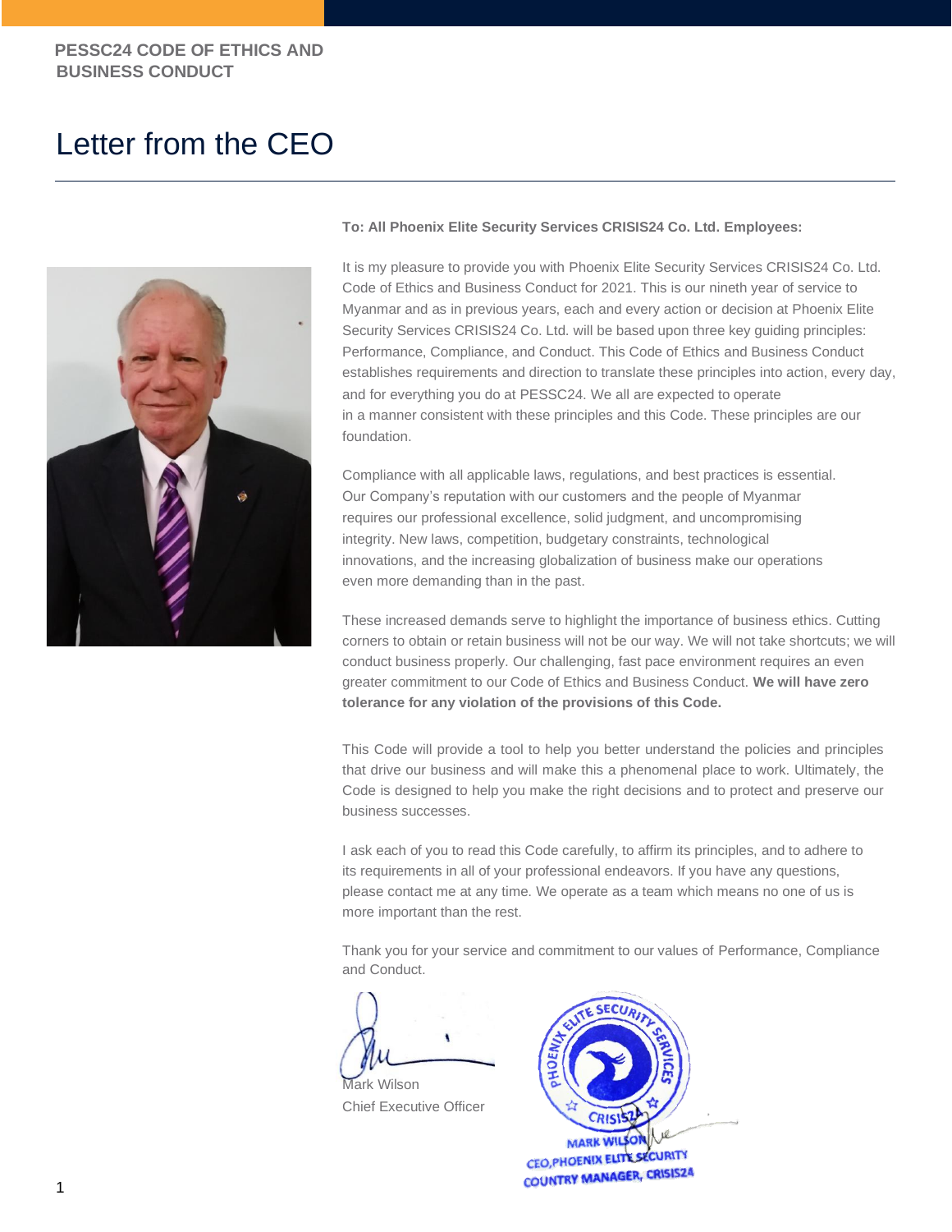# Letter from the CEO

**To: All Phoenix Elite Security Services CRISIS24 Co. Ltd. Employees:**

It is my pleasure to provide you with Phoenix Elite Security Services CRISIS24 Co. Ltd. Code of Ethics and Business Conduct for 2021. This is our nineth year of service to Myanmar and as in previous years, each and every action or decision at Phoenix Elite Security Services CRISIS24 Co. Ltd. will be based upon three key guiding principles: Performance, Compliance, and Conduct. This Code of Ethics and Business Conduct establishes requirements and direction to translate these principles into action, every day, and for everything you do at PESSC24. We all are expected to operate in a manner consistent with these principles and this Code. These principles are our foundation.

Compliance with all applicable laws, regulations, and best practices is essential. Our Company's reputation with our customers and the people of Myanmar requires our professional excellence, solid judgment, and uncompromising integrity. New laws, competition, budgetary constraints, technological innovations, and the increasing globalization of business make our operations even more demanding than in the past.

These increased demands serve to highlight the importance of business ethics. Cutting corners to obtain or retain business will not be our way. We will not take shortcuts; we will conduct business properly. Our challenging, fast pace environment requires an even greater commitment to our Code of Ethics and Business Conduct. **We will have zero tolerance for any violation of the provisions of this Code.**

This Code will provide a tool to help you better understand the policies and principles that drive our business and will make this a phenomenal place to work. Ultimately, the Code is designed to help you make the right decisions and to protect and preserve our business successes.

I ask each of you to read this Code carefully, to affirm its principles, and to adhere to its requirements in all of your professional endeavors. If you have any questions, please contact me at any time. We operate as a team which means no one of us is more important than the rest.

Thank you for your service and commitment to our values of Performance, Compliance and Conduct.

Mark Wilson
Chief Executive Officer

MARK WILSON
CEO, PHOENIX ELITE SECURITY
COUNTRY MANAGER, CRISIS24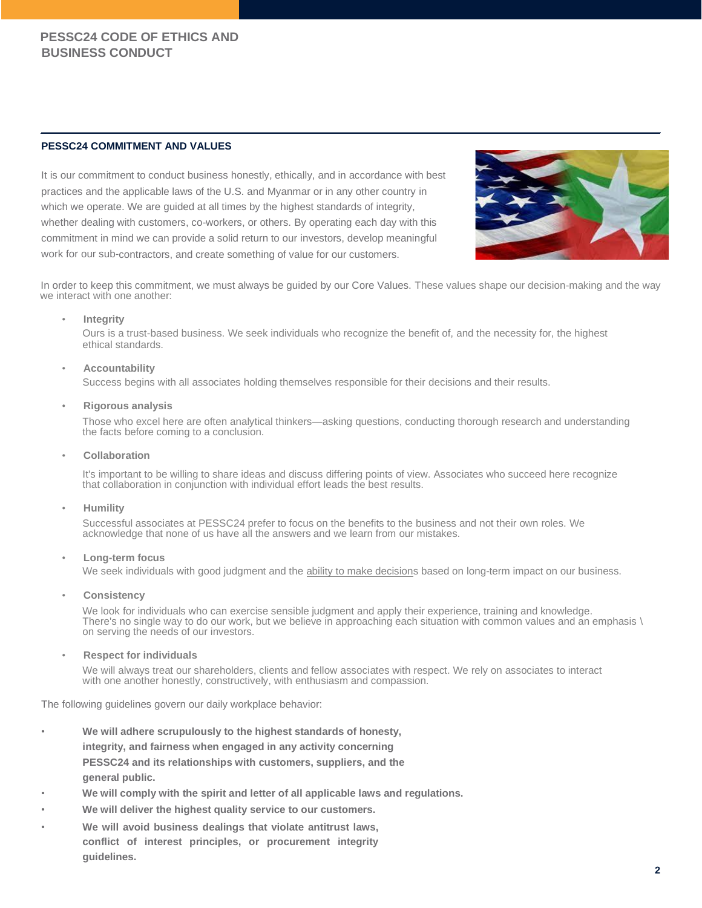# PESSC24 CODE OF ETHICS AND BUSINESS CONDUCT

## PESSC24 COMMITMENT AND VALUES

It is our commitment to conduct business honestly, ethically, and in accordance with best practices and the applicable laws of the U.S. and Myanmar or in any other country in which we operate. We are guided at all times by the highest standards of integrity, whether dealing with customers, co-workers, or others. By operating each day with this commitment in mind we can provide a solid return to our investors, develop meaningful work for our sub-contractors, and create something of value for our customers.

In order to keep this commitment, we must always be guided by our Core Values. These values shape our decision-making and the way we interact with one another:

- **Integrity**
  Ours is a trust-based business. We seek individuals who recognize the benefit of, and the necessity for, the highest ethical standards.

- **Accountability**
  Success begins with all associates holding themselves responsible for their decisions and their results.

- **Rigorous analysis**
  Those who excel here are often analytical thinkers—asking questions, conducting thorough research and understanding the facts before coming to a conclusion.

- **Collaboration**
  It's important to be willing to share ideas and discuss differing points of view. Associates who succeed here recognize that collaboration in conjunction with individual effort leads the best results.

- **Humility**
  Successful associates at PESSC24 prefer to focus on the benefits to the business and not their own roles. We acknowledge that none of us have all the answers and we learn from our mistakes.

- **Long-term focus**
  We seek individuals with good judgment and the ability to make decisions based on long-term impact on our business.

- **Consistency**
  We look for individuals who can exercise sensible judgment and apply their experience, training and knowledge. There's no single way to do our work, but we believe in approaching each situation with common values and an emphasis \ on serving the needs of our investors.

- **Respect for individuals**
  We will always treat our shareholders, clients and fellow associates with respect. We rely on associates to interact with one another honestly, constructively, with enthusiasm and compassion.

The following guidelines govern our daily workplace behavior:

- **We will adhere scrupulously to the highest standards of honesty, integrity, and fairness when engaged in any activity concerning PESSC24 and its relationships with customers, suppliers, and the general public.**
- **We will comply with the spirit and letter of all applicable laws and regulations.**
- **We will deliver the highest quality service to our customers.**
- **We will avoid business dealings that violate antitrust laws, conflict of interest principles, or procurement integrity guidelines.**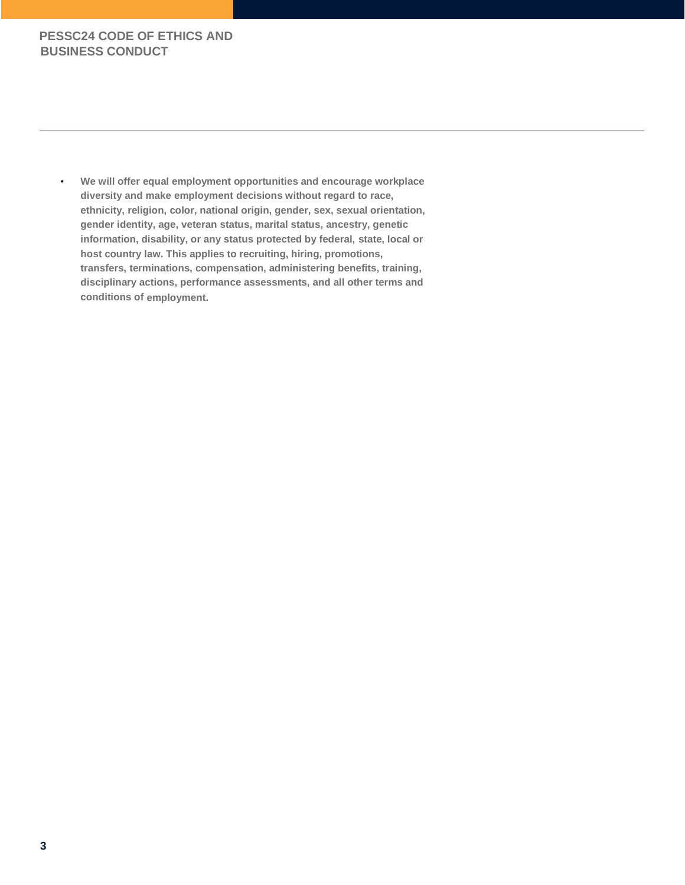- **We will offer equal employment opportunities and encourage workplace diversity and make employment decisions without regard to race, ethnicity, religion, color, national origin, gender, sex, sexual orientation, gender identity, age, veteran status, marital status, ancestry, genetic information, disability, or any status protected by federal, state, local or host country law. This applies to recruiting, hiring, promotions, transfers, terminations, compensation, administering benefits, training, disciplinary actions, performance assessments, and all other terms and conditions of employment.**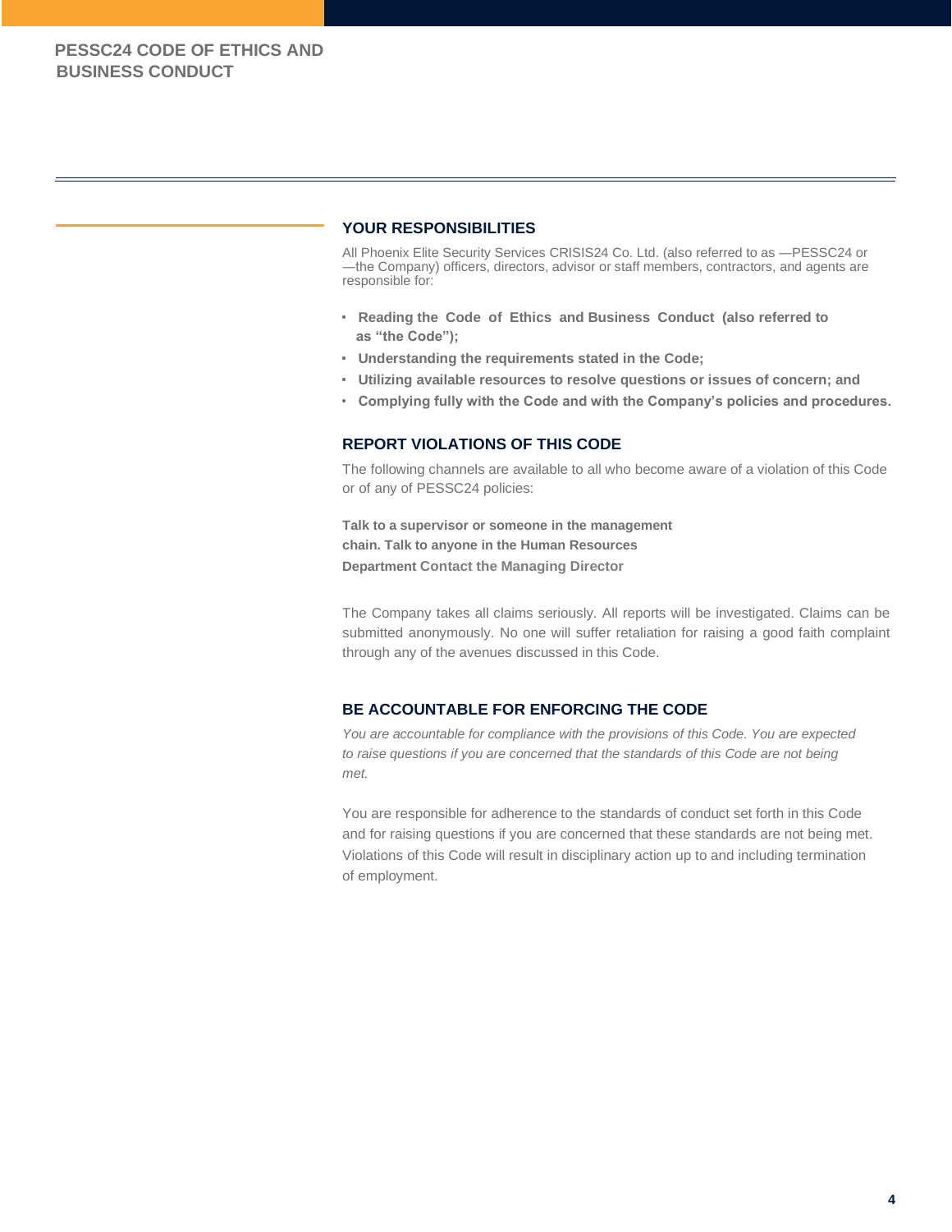## YOUR RESPONSIBILITIES

All Phoenix Elite Security Services CRISIS24 Co. Ltd. (also referred to as —PESSC24 or —the Company) officers, directors, advisor or staff members, contractors, and agents are responsible for:

- **Reading the Code of Ethics and Business Conduct (also referred to as "the Code");**
- **Understanding the requirements stated in the Code;**
- **Utilizing available resources to resolve questions or issues of concern; and**
- **Complying fully with the Code and with the Company's policies and procedures.**

## REPORT VIOLATIONS OF THIS CODE

The following channels are available to all who become aware of a violation of this Code or of any of PESSC24 policies:

**Talk to a supervisor or someone in the management chain. Talk to anyone in the Human Resources Department Contact the Managing Director**

The Company takes all claims seriously. All reports will be investigated. Claims can be submitted anonymously. No one will suffer retaliation for raising a good faith complaint through any of the avenues discussed in this Code.

## BE ACCOUNTABLE FOR ENFORCING THE CODE

*You are accountable for compliance with the provisions of this Code. You are expected to raise questions if you are concerned that the standards of this Code are not being met.*

You are responsible for adherence to the standards of conduct set forth in this Code and for raising questions if you are concerned that these standards are not being met. Violations of this Code will result in disciplinary action up to and including termination of employment.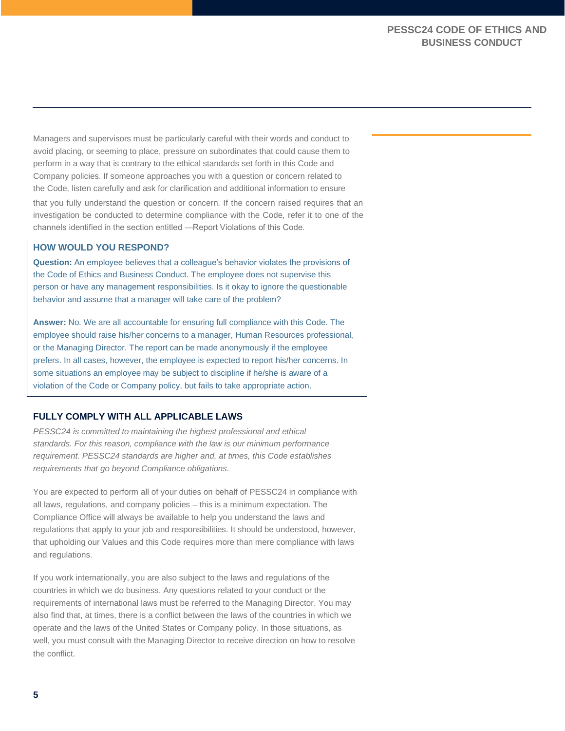Managers and supervisors must be particularly careful with their words and conduct to avoid placing, or seeming to place, pressure on subordinates that could cause them to perform in a way that is contrary to the ethical standards set forth in this Code and Company policies. If someone approaches you with a question or concern related to the Code, listen carefully and ask for clarification and additional information to ensure that you fully understand the question or concern. If the concern raised requires that an investigation be conducted to determine compliance with the Code, refer it to one of the channels identified in the section entitled —Report Violations of this Code.

### HOW WOULD YOU RESPOND?

**Question:** An employee believes that a colleague's behavior violates the provisions of the Code of Ethics and Business Conduct. The employee does not supervise this person or have any management responsibilities. Is it okay to ignore the questionable behavior and assume that a manager will take care of the problem?

**Answer:** No. We are all accountable for ensuring full compliance with this Code. The employee should raise his/her concerns to a manager, Human Resources professional, or the Managing Director. The report can be made anonymously if the employee prefers. In all cases, however, the employee is expected to report his/her concerns. In some situations an employee may be subject to discipline if he/she is aware of a violation of the Code or Company policy, but fails to take appropriate action.

## FULLY COMPLY WITH ALL APPLICABLE LAWS

*PESSC24 is committed to maintaining the highest professional and ethical standards. For this reason, compliance with the law is our minimum performance requirement. PESSC24 standards are higher and, at times, this Code establishes requirements that go beyond Compliance obligations.*

You are expected to perform all of your duties on behalf of PESSC24 in compliance with all laws, regulations, and company policies – this is a minimum expectation. The Compliance Office will always be available to help you understand the laws and regulations that apply to your job and responsibilities. It should be understood, however, that upholding our Values and this Code requires more than mere compliance with laws and regulations.

If you work internationally, you are also subject to the laws and regulations of the countries in which we do business. Any questions related to your conduct or the requirements of international laws must be referred to the Managing Director. You may also find that, at times, there is a conflict between the laws of the countries in which we operate and the laws of the United States or Company policy. In those situations, as well, you must consult with the Managing Director to receive direction on how to resolve the conflict.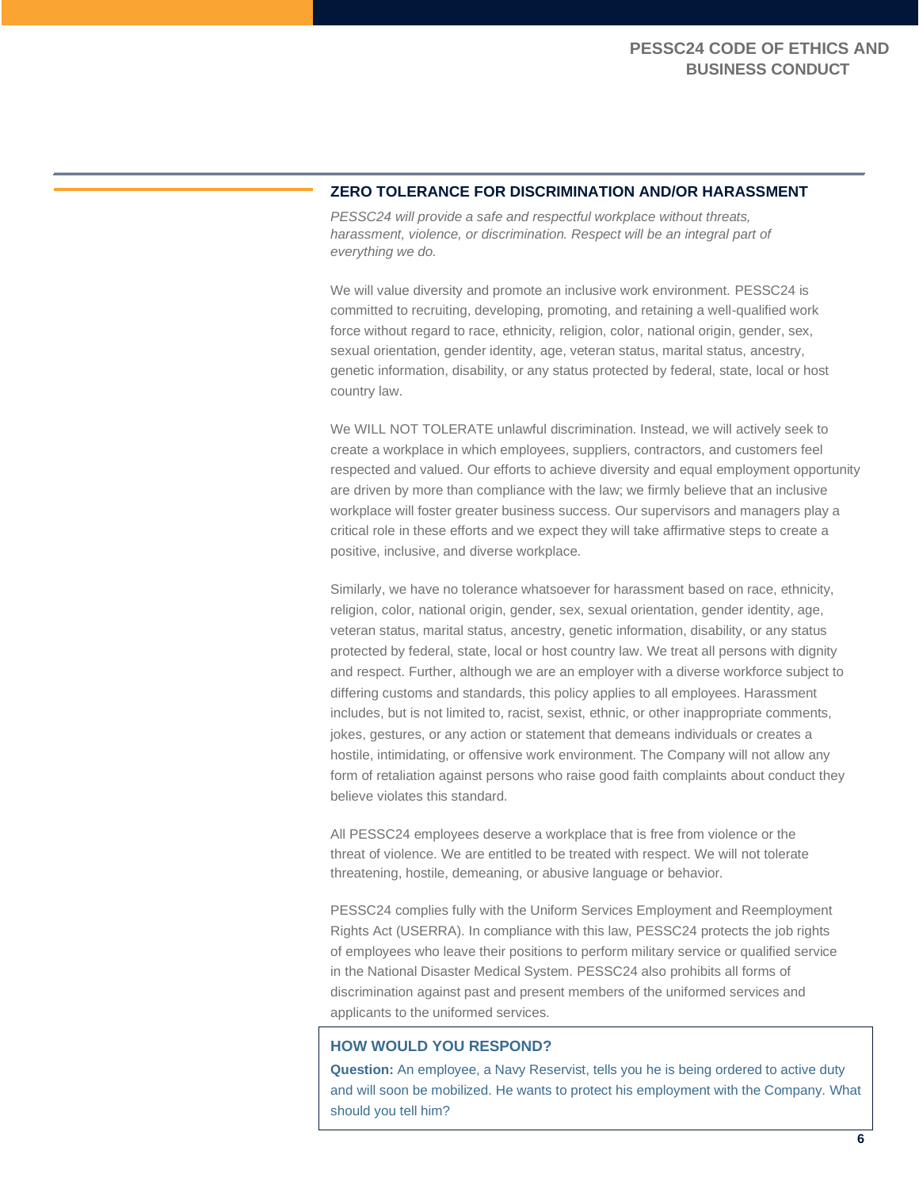## ZERO TOLERANCE FOR DISCRIMINATION AND/OR HARASSMENT

*PESSC24 will provide a safe and respectful workplace without threats, harassment, violence, or discrimination. Respect will be an integral part of everything we do.*

We will value diversity and promote an inclusive work environment. PESSC24 is committed to recruiting, developing, promoting, and retaining a well-qualified work force without regard to race, ethnicity, religion, color, national origin, gender, sex, sexual orientation, gender identity, age, veteran status, marital status, ancestry, genetic information, disability, or any status protected by federal, state, local or host country law.

We WILL NOT TOLERATE unlawful discrimination. Instead, we will actively seek to create a workplace in which employees, suppliers, contractors, and customers feel respected and valued. Our efforts to achieve diversity and equal employment opportunity are driven by more than compliance with the law; we firmly believe that an inclusive workplace will foster greater business success. Our supervisors and managers play a critical role in these efforts and we expect they will take affirmative steps to create a positive, inclusive, and diverse workplace.

Similarly, we have no tolerance whatsoever for harassment based on race, ethnicity, religion, color, national origin, gender, sex, sexual orientation, gender identity, age, veteran status, marital status, ancestry, genetic information, disability, or any status protected by federal, state, local or host country law. We treat all persons with dignity and respect. Further, although we are an employer with a diverse workforce subject to differing customs and standards, this policy applies to all employees. Harassment includes, but is not limited to, racist, sexist, ethnic, or other inappropriate comments, jokes, gestures, or any action or statement that demeans individuals or creates a hostile, intimidating, or offensive work environment. The Company will not allow any form of retaliation against persons who raise good faith complaints about conduct they believe violates this standard.

All PESSC24 employees deserve a workplace that is free from violence or the threat of violence. We are entitled to be treated with respect. We will not tolerate threatening, hostile, demeaning, or abusive language or behavior.

PESSC24 complies fully with the Uniform Services Employment and Reemployment Rights Act (USERRA). In compliance with this law, PESSC24 protects the job rights of employees who leave their positions to perform military service or qualified service in the National Disaster Medical System. PESSC24 also prohibits all forms of discrimination against past and present members of the uniformed services and applicants to the uniformed services.

### HOW WOULD YOU RESPOND?

**Question:** An employee, a Navy Reservist, tells you he is being ordered to active duty and will soon be mobilized. He wants to protect his employment with the Company. What should you tell him?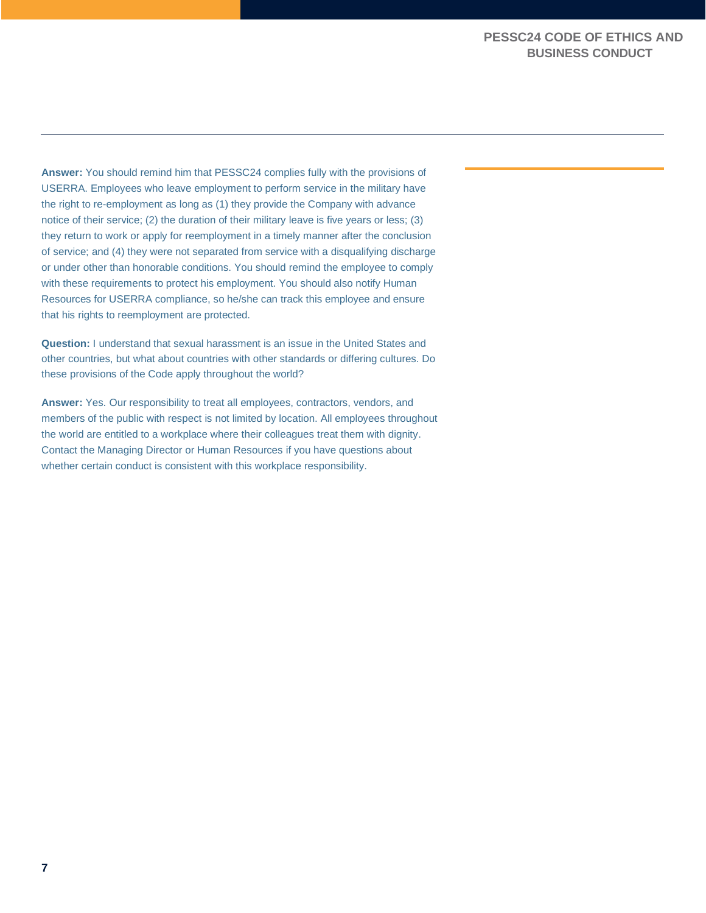**Answer:** You should remind him that PESSC24 complies fully with the provisions of USERRA. Employees who leave employment to perform service in the military have the right to re-employment as long as (1) they provide the Company with advance notice of their service; (2) the duration of their military leave is five years or less; (3) they return to work or apply for reemployment in a timely manner after the conclusion of service; and (4) they were not separated from service with a disqualifying discharge or under other than honorable conditions. You should remind the employee to comply with these requirements to protect his employment. You should also notify Human Resources for USERRA compliance, so he/she can track this employee and ensure that his rights to reemployment are protected.

**Question:** I understand that sexual harassment is an issue in the United States and other countries, but what about countries with other standards or differing cultures. Do these provisions of the Code apply throughout the world?

**Answer:** Yes. Our responsibility to treat all employees, contractors, vendors, and members of the public with respect is not limited by location. All employees throughout the world are entitled to a workplace where their colleagues treat them with dignity. Contact the Managing Director or Human Resources if you have questions about whether certain conduct is consistent with this workplace responsibility.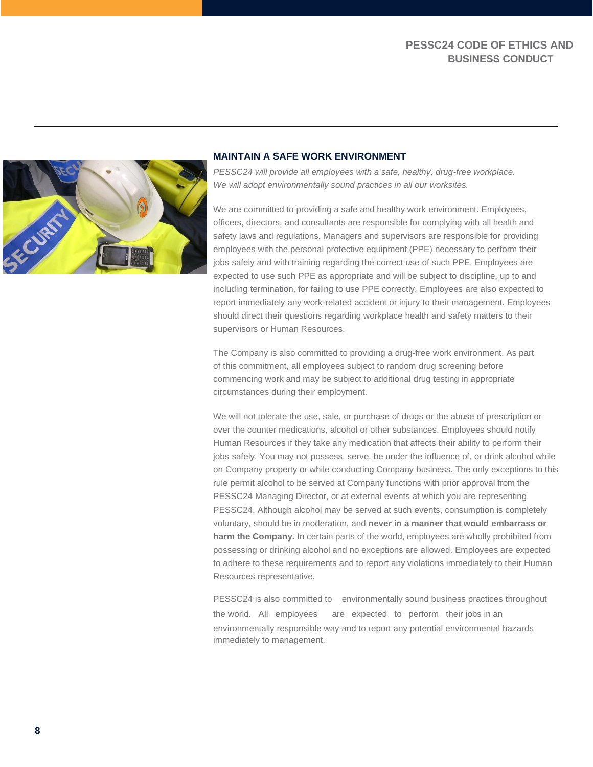## MAINTAIN A SAFE WORK ENVIRONMENT

*PESSC24 will provide all employees with a safe, healthy, drug-free workplace. We will adopt environmentally sound practices in all our worksites.*

We are committed to providing a safe and healthy work environment. Employees, officers, directors, and consultants are responsible for complying with all health and safety laws and regulations. Managers and supervisors are responsible for providing employees with the personal protective equipment (PPE) necessary to perform their jobs safely and with training regarding the correct use of such PPE. Employees are expected to use such PPE as appropriate and will be subject to discipline, up to and including termination, for failing to use PPE correctly. Employees are also expected to report immediately any work-related accident or injury to their management. Employees should direct their questions regarding workplace health and safety matters to their supervisors or Human Resources.

The Company is also committed to providing a drug-free work environment. As part of this commitment, all employees subject to random drug screening before commencing work and may be subject to additional drug testing in appropriate circumstances during their employment.

We will not tolerate the use, sale, or purchase of drugs or the abuse of prescription or over the counter medications, alcohol or other substances. Employees should notify Human Resources if they take any medication that affects their ability to perform their jobs safely. You may not possess, serve, be under the influence of, or drink alcohol while on Company property or while conducting Company business. The only exceptions to this rule permit alcohol to be served at Company functions with prior approval from the PESSC24 Managing Director, or at external events at which you are representing PESSC24. Although alcohol may be served at such events, consumption is completely voluntary, should be in moderation, and **never in a manner that would embarrass or harm the Company.** In certain parts of the world, employees are wholly prohibited from possessing or drinking alcohol and no exceptions are allowed. Employees are expected to adhere to these requirements and to report any violations immediately to their Human Resources representative.

PESSC24 is also committed to environmentally sound business practices throughout the world. All employees are expected to perform their jobs in an environmentally responsible way and to report any potential environmental hazards immediately to management.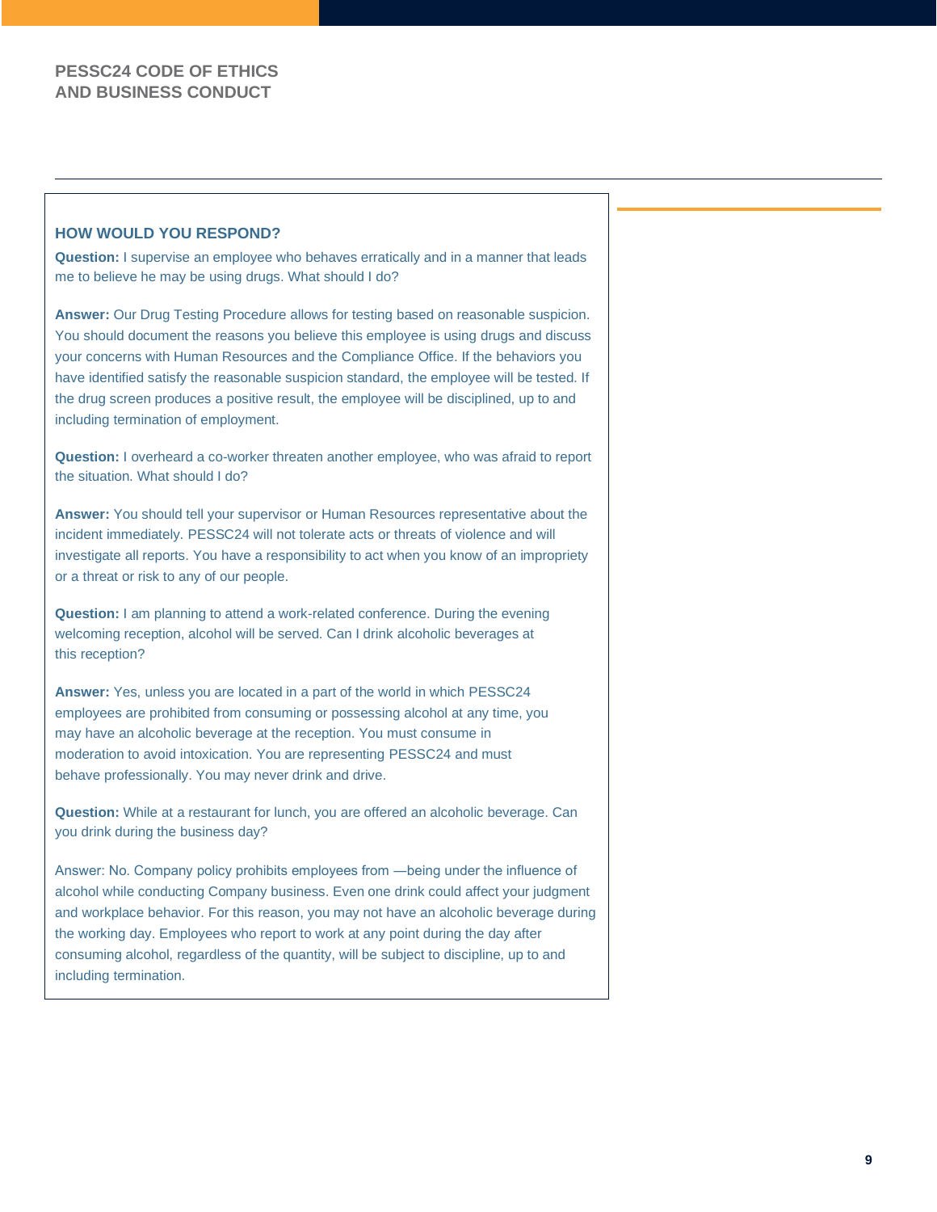## HOW WOULD YOU RESPOND?

**Question:** I supervise an employee who behaves erratically and in a manner that leads me to believe he may be using drugs. What should I do?

**Answer:** Our Drug Testing Procedure allows for testing based on reasonable suspicion. You should document the reasons you believe this employee is using drugs and discuss your concerns with Human Resources and the Compliance Office. If the behaviors you have identified satisfy the reasonable suspicion standard, the employee will be tested. If the drug screen produces a positive result, the employee will be disciplined, up to and including termination of employment.

**Question:** I overheard a co-worker threaten another employee, who was afraid to report the situation. What should I do?

**Answer:** You should tell your supervisor or Human Resources representative about the incident immediately. PESSC24 will not tolerate acts or threats of violence and will investigate all reports. You have a responsibility to act when you know of an impropriety or a threat or risk to any of our people.

**Question:** I am planning to attend a work-related conference. During the evening welcoming reception, alcohol will be served. Can I drink alcoholic beverages at this reception?

**Answer:** Yes, unless you are located in a part of the world in which PESSC24 employees are prohibited from consuming or possessing alcohol at any time, you may have an alcoholic beverage at the reception. You must consume in moderation to avoid intoxication. You are representing PESSC24 and must behave professionally. You may never drink and drive.

**Question:** While at a restaurant for lunch, you are offered an alcoholic beverage. Can you drink during the business day?

Answer: No. Company policy prohibits employees from —being under the influence of alcohol while conducting Company business. Even one drink could affect your judgment and workplace behavior. For this reason, you may not have an alcoholic beverage during the working day. Employees who report to work at any point during the day after consuming alcohol, regardless of the quantity, will be subject to discipline, up to and including termination.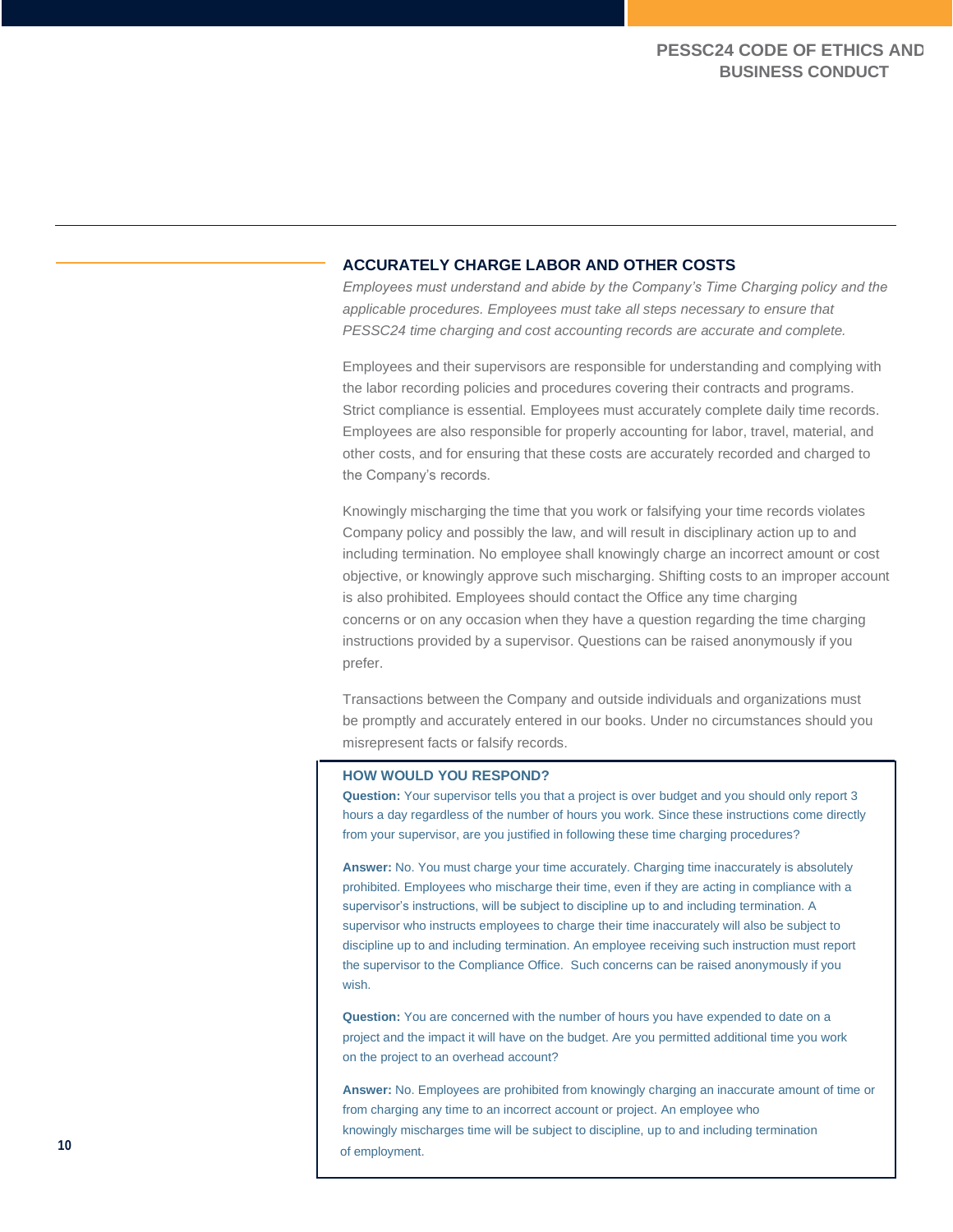## ACCURATELY CHARGE LABOR AND OTHER COSTS

*Employees must understand and abide by the Company's Time Charging policy and the applicable procedures. Employees must take all steps necessary to ensure that PESSC24 time charging and cost accounting records are accurate and complete.*

Employees and their supervisors are responsible for understanding and complying with the labor recording policies and procedures covering their contracts and programs. Strict compliance is essential. Employees must accurately complete daily time records. Employees are also responsible for properly accounting for labor, travel, material, and other costs, and for ensuring that these costs are accurately recorded and charged to the Company's records.

Knowingly mischarging the time that you work or falsifying your time records violates Company policy and possibly the law, and will result in disciplinary action up to and including termination. No employee shall knowingly charge an incorrect amount or cost objective, or knowingly approve such mischarging. Shifting costs to an improper account is also prohibited. Employees should contact the Office any time charging concerns or on any occasion when they have a question regarding the time charging instructions provided by a supervisor. Questions can be raised anonymously if you prefer.

Transactions between the Company and outside individuals and organizations must be promptly and accurately entered in our books. Under no circumstances should you misrepresent facts or falsify records.

### HOW WOULD YOU RESPOND?

**Question:** Your supervisor tells you that a project is over budget and you should only report 3 hours a day regardless of the number of hours you work. Since these instructions come directly from your supervisor, are you justified in following these time charging procedures?

**Answer:** No. You must charge your time accurately. Charging time inaccurately is absolutely prohibited. Employees who mischarge their time, even if they are acting in compliance with a supervisor's instructions, will be subject to discipline up to and including termination. A supervisor who instructs employees to charge their time inaccurately will also be subject to discipline up to and including termination. An employee receiving such instruction must report the supervisor to the Compliance Office. Such concerns can be raised anonymously if you wish.

**Question:** You are concerned with the number of hours you have expended to date on a project and the impact it will have on the budget. Are you permitted additional time you work on the project to an overhead account?

**Answer:** No. Employees are prohibited from knowingly charging an inaccurate amount of time or from charging any time to an incorrect account or project. An employee who knowingly mischarges time will be subject to discipline, up to and including termination of employment.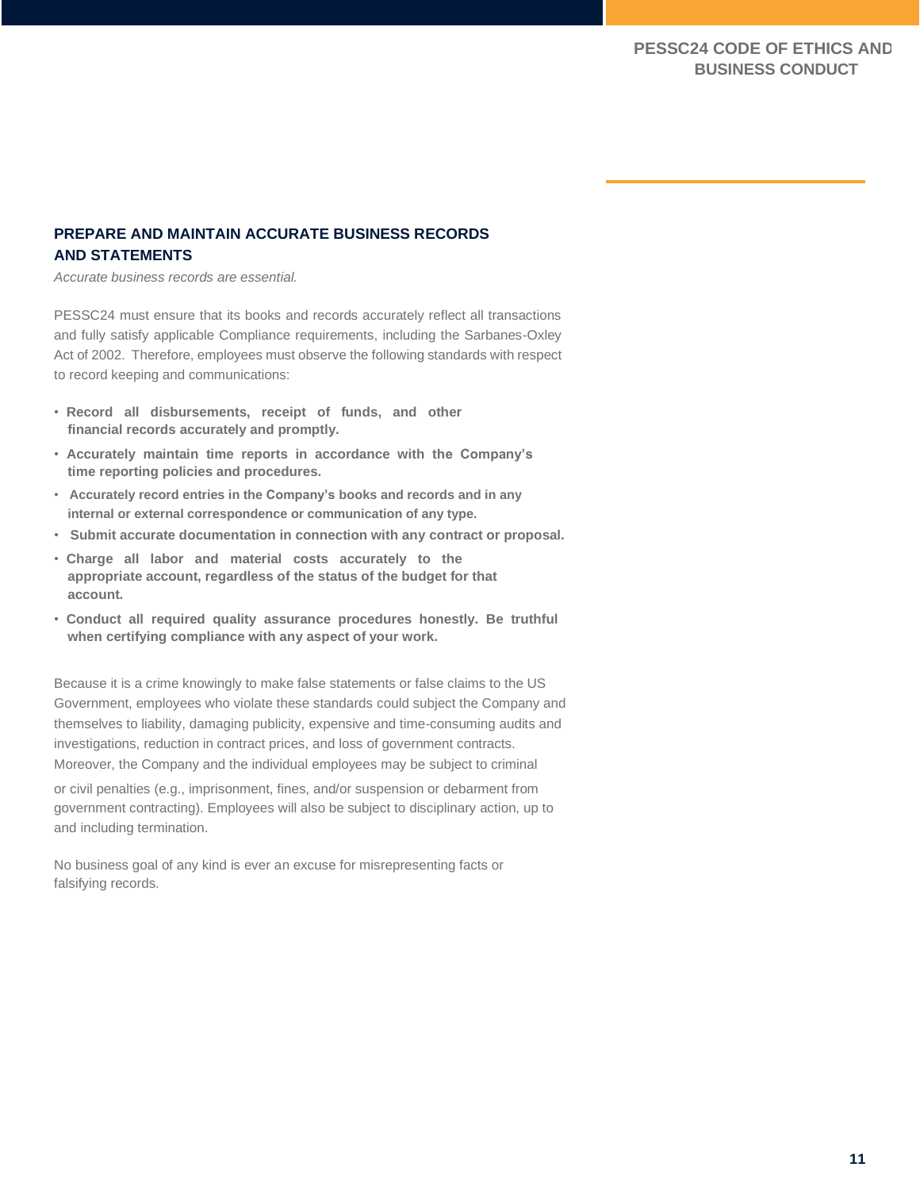## PREPARE AND MAINTAIN ACCURATE BUSINESS RECORDS AND STATEMENTS

*Accurate business records are essential.*

PESSC24 must ensure that its books and records accurately reflect all transactions and fully satisfy applicable Compliance requirements, including the Sarbanes-Oxley Act of 2002. Therefore, employees must observe the following standards with respect to record keeping and communications:

- **Record all disbursements, receipt of funds, and other financial records accurately and promptly.**
- **Accurately maintain time reports in accordance with the Company's time reporting policies and procedures.**
- **Accurately record entries in the Company's books and records and in any internal or external correspondence or communication of any type.**
- **Submit accurate documentation in connection with any contract or proposal.**
- **Charge all labor and material costs accurately to the appropriate account, regardless of the status of the budget for that account.**
- **Conduct all required quality assurance procedures honestly. Be truthful when certifying compliance with any aspect of your work.**

Because it is a crime knowingly to make false statements or false claims to the US Government, employees who violate these standards could subject the Company and themselves to liability, damaging publicity, expensive and time-consuming audits and investigations, reduction in contract prices, and loss of government contracts. Moreover, the Company and the individual employees may be subject to criminal or civil penalties (e.g., imprisonment, fines, and/or suspension or debarment from government contracting). Employees will also be subject to disciplinary action, up to and including termination.

No business goal of any kind is ever an excuse for misrepresenting facts or falsifying records.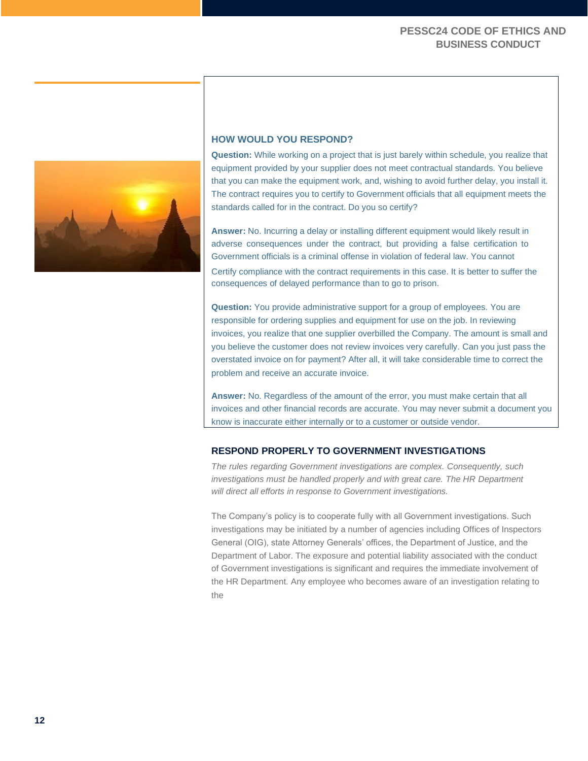### HOW WOULD YOU RESPOND?

**Question:** While working on a project that is just barely within schedule, you realize that equipment provided by your supplier does not meet contractual standards. You believe that you can make the equipment work, and, wishing to avoid further delay, you install it. The contract requires you to certify to Government officials that all equipment meets the standards called for in the contract. Do you so certify?

**Answer:** No. Incurring a delay or installing different equipment would likely result in adverse consequences under the contract, but providing a false certification to Government officials is a criminal offense in violation of federal law. You cannot Certify compliance with the contract requirements in this case. It is better to suffer the consequences of delayed performance than to go to prison.

**Question:** You provide administrative support for a group of employees. You are responsible for ordering supplies and equipment for use on the job. In reviewing invoices, you realize that one supplier overbilled the Company. The amount is small and you believe the customer does not review invoices very carefully. Can you just pass the overstated invoice on for payment? After all, it will take considerable time to correct the problem and receive an accurate invoice.

**Answer:** No. Regardless of the amount of the error, you must make certain that all invoices and other financial records are accurate. You may never submit a document you know is inaccurate either internally or to a customer or outside vendor.

## RESPOND PROPERLY TO GOVERNMENT INVESTIGATIONS

*The rules regarding Government investigations are complex. Consequently, such investigations must be handled properly and with great care. The HR Department will direct all efforts in response to Government investigations.*

The Company's policy is to cooperate fully with all Government investigations. Such investigations may be initiated by a number of agencies including Offices of Inspectors General (OIG), state Attorney Generals' offices, the Department of Justice, and the Department of Labor. The exposure and potential liability associated with the conduct of Government investigations is significant and requires the immediate involvement of the HR Department. Any employee who becomes aware of an investigation relating to the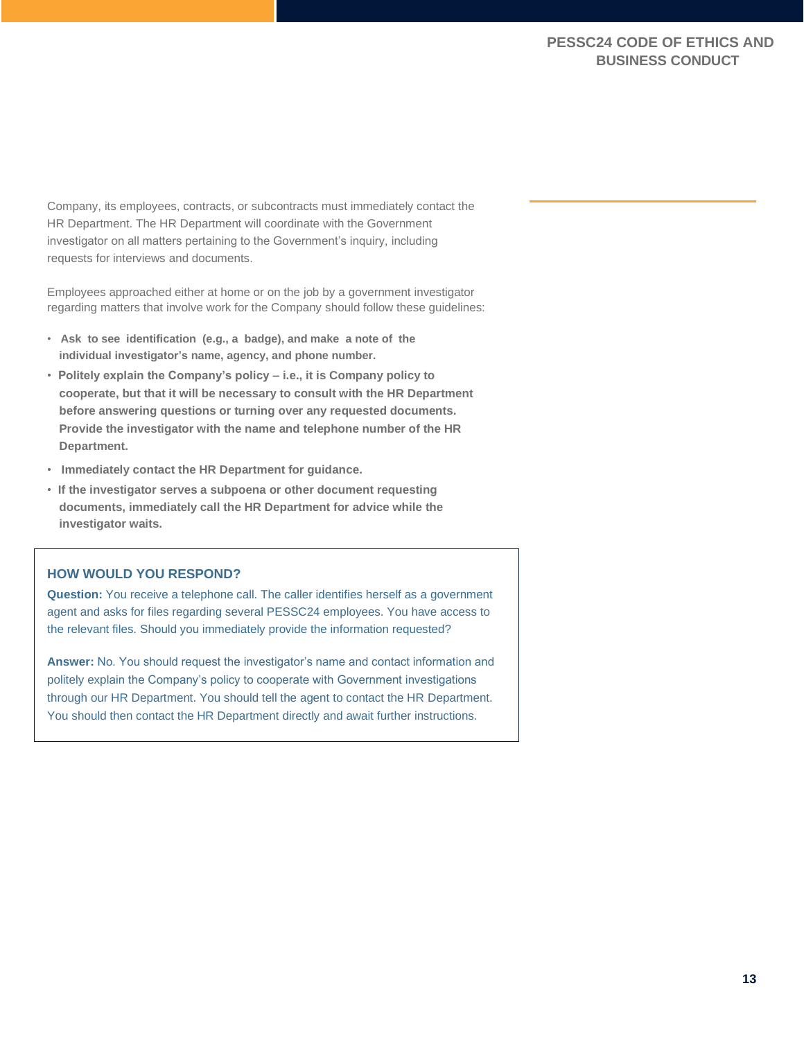Company, its employees, contracts, or subcontracts must immediately contact the HR Department. The HR Department will coordinate with the Government investigator on all matters pertaining to the Government's inquiry, including requests for interviews and documents.

Employees approached either at home or on the job by a government investigator regarding matters that involve work for the Company should follow these guidelines:

- **Ask to see identification (e.g., a badge), and make a note of the individual investigator's name, agency, and phone number.**
- **Politely explain the Company's policy – i.e., it is Company policy to cooperate, but that it will be necessary to consult with the HR Department before answering questions or turning over any requested documents. Provide the investigator with the name and telephone number of the HR Department.**
- **Immediately contact the HR Department for guidance.**
- **If the investigator serves a subpoena or other document requesting documents, immediately call the HR Department for advice while the investigator waits.**

### HOW WOULD YOU RESPOND?

**Question:** You receive a telephone call. The caller identifies herself as a government agent and asks for files regarding several PESSC24 employees. You have access to the relevant files. Should you immediately provide the information requested?

**Answer:** No. You should request the investigator's name and contact information and politely explain the Company's policy to cooperate with Government investigations through our HR Department. You should tell the agent to contact the HR Department. You should then contact the HR Department directly and await further instructions.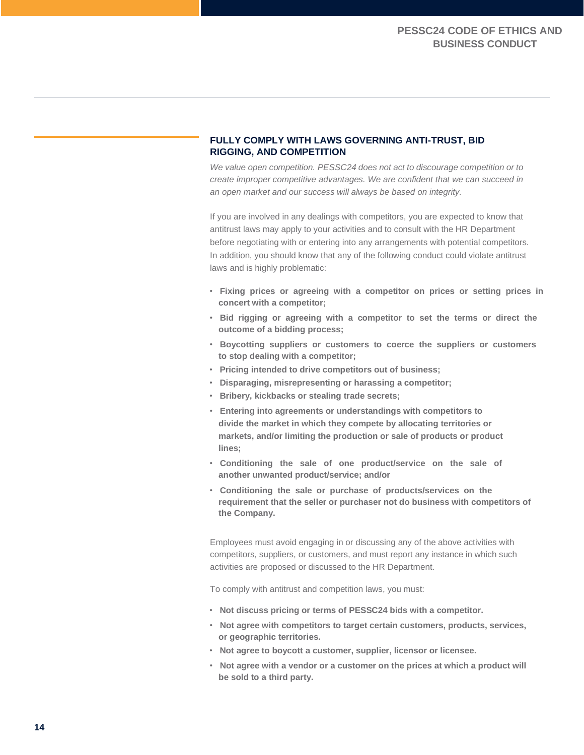## FULLY COMPLY WITH LAWS GOVERNING ANTI-TRUST, BID RIGGING, AND COMPETITION

*We value open competition. PESSC24 does not act to discourage competition or to create improper competitive advantages. We are confident that we can succeed in an open market and our success will always be based on integrity.*

If you are involved in any dealings with competitors, you are expected to know that antitrust laws may apply to your activities and to consult with the HR Department before negotiating with or entering into any arrangements with potential competitors. In addition, you should know that any of the following conduct could violate antitrust laws and is highly problematic:

- **Fixing prices or agreeing with a competitor on prices or setting prices in concert with a competitor;**
- **Bid rigging or agreeing with a competitor to set the terms or direct the outcome of a bidding process;**
- **Boycotting suppliers or customers to coerce the suppliers or customers to stop dealing with a competitor;**
- **Pricing intended to drive competitors out of business;**
- **Disparaging, misrepresenting or harassing a competitor;**
- **Bribery, kickbacks or stealing trade secrets;**
- **Entering into agreements or understandings with competitors to divide the market in which they compete by allocating territories or markets, and/or limiting the production or sale of products or product lines;**
- **Conditioning the sale of one product/service on the sale of another unwanted product/service; and/or**
- **Conditioning the sale or purchase of products/services on the requirement that the seller or purchaser not do business with competitors of the Company.**

Employees must avoid engaging in or discussing any of the above activities with competitors, suppliers, or customers, and must report any instance in which such activities are proposed or discussed to the HR Department.

To comply with antitrust and competition laws, you must:

- **Not discuss pricing or terms of PESSC24 bids with a competitor.**
- **Not agree with competitors to target certain customers, products, services, or geographic territories.**
- **Not agree to boycott a customer, supplier, licensor or licensee.**
- **Not agree with a vendor or a customer on the prices at which a product will be sold to a third party.**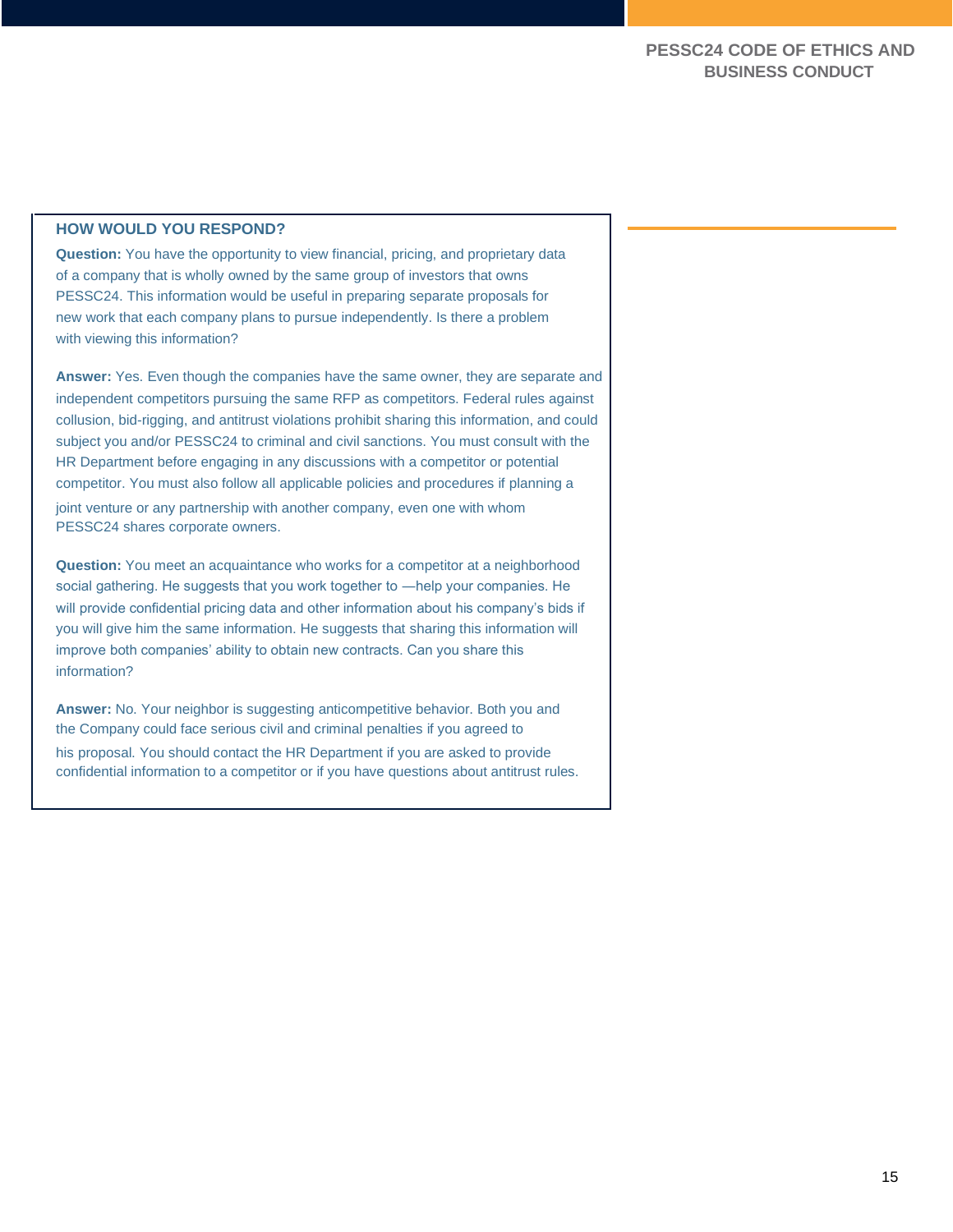### HOW WOULD YOU RESPOND?

**Question:** You have the opportunity to view financial, pricing, and proprietary data of a company that is wholly owned by the same group of investors that owns PESSC24. This information would be useful in preparing separate proposals for new work that each company plans to pursue independently. Is there a problem with viewing this information?

**Answer:** Yes. Even though the companies have the same owner, they are separate and independent competitors pursuing the same RFP as competitors. Federal rules against collusion, bid-rigging, and antitrust violations prohibit sharing this information, and could subject you and/or PESSC24 to criminal and civil sanctions. You must consult with the HR Department before engaging in any discussions with a competitor or potential competitor. You must also follow all applicable policies and procedures if planning a joint venture or any partnership with another company, even one with whom PESSC24 shares corporate owners.

**Question:** You meet an acquaintance who works for a competitor at a neighborhood social gathering. He suggests that you work together to —help your companies. He will provide confidential pricing data and other information about his company's bids if you will give him the same information. He suggests that sharing this information will improve both companies' ability to obtain new contracts. Can you share this information?

**Answer:** No. Your neighbor is suggesting anticompetitive behavior. Both you and the Company could face serious civil and criminal penalties if you agreed to his proposal. You should contact the HR Department if you are asked to provide confidential information to a competitor or if you have questions about antitrust rules.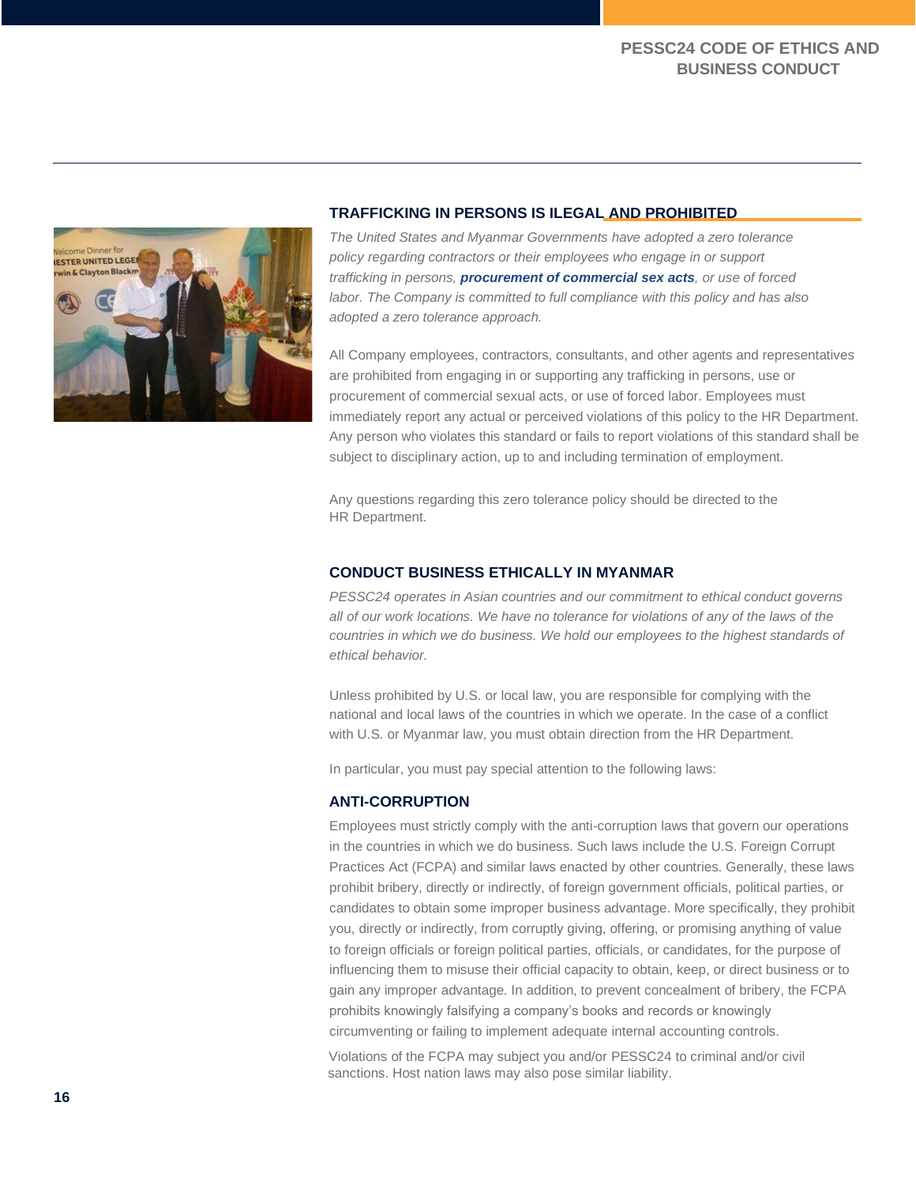## TRAFFICKING IN PERSONS IS ILEGAL AND PROHIBITED

*The United States and Myanmar Governments have adopted a zero tolerance policy regarding contractors or their employees who engage in or support trafficking in persons,* ***procurement of commercial sex acts****, or use of forced labor. The Company is committed to full compliance with this policy and has also adopted a zero tolerance approach.*

All Company employees, contractors, consultants, and other agents and representatives are prohibited from engaging in or supporting any trafficking in persons, use or procurement of commercial sexual acts, or use of forced labor. Employees must immediately report any actual or perceived violations of this policy to the HR Department. Any person who violates this standard or fails to report violations of this standard shall be subject to disciplinary action, up to and including termination of employment.

Any questions regarding this zero tolerance policy should be directed to the HR Department.

## CONDUCT BUSINESS ETHICALLY IN MYANMAR

*PESSC24 operates in Asian countries and our commitment to ethical conduct governs all of our work locations. We have no tolerance for violations of any of the laws of the countries in which we do business. We hold our employees to the highest standards of ethical behavior.*

Unless prohibited by U.S. or local law, you are responsible for complying with the national and local laws of the countries in which we operate. In the case of a conflict with U.S. or Myanmar law, you must obtain direction from the HR Department.

In particular, you must pay special attention to the following laws:

### ANTI-CORRUPTION

Employees must strictly comply with the anti-corruption laws that govern our operations in the countries in which we do business. Such laws include the U.S. Foreign Corrupt Practices Act (FCPA) and similar laws enacted by other countries. Generally, these laws prohibit bribery, directly or indirectly, of foreign government officials, political parties, or candidates to obtain some improper business advantage. More specifically, they prohibit you, directly or indirectly, from corruptly giving, offering, or promising anything of value to foreign officials or foreign political parties, officials, or candidates, for the purpose of influencing them to misuse their official capacity to obtain, keep, or direct business or to gain any improper advantage. In addition, to prevent concealment of bribery, the FCPA prohibits knowingly falsifying a company's books and records or knowingly circumventing or failing to implement adequate internal accounting controls.

Violations of the FCPA may subject you and/or PESSC24 to criminal and/or civil sanctions. Host nation laws may also pose similar liability.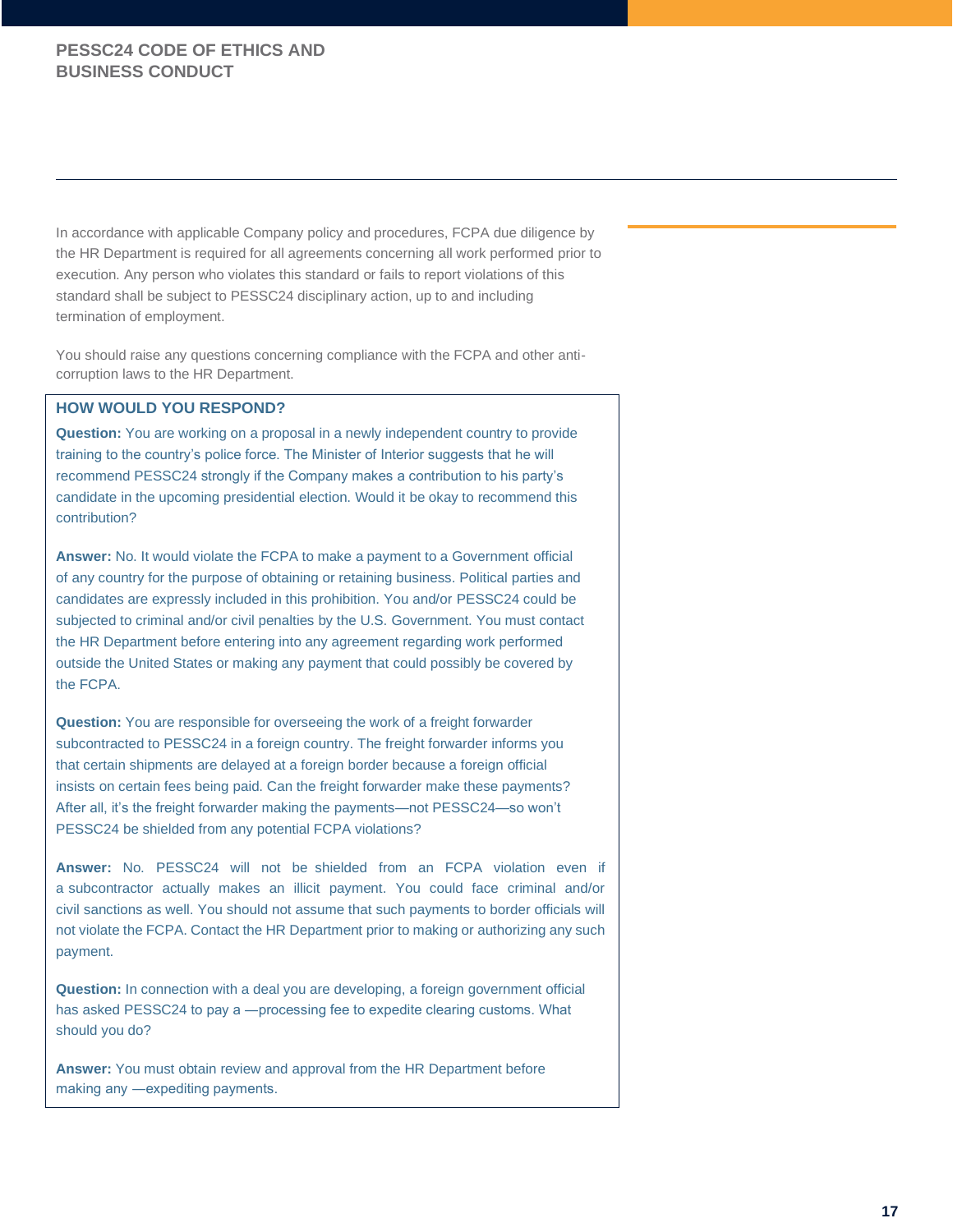In accordance with applicable Company policy and procedures, FCPA due diligence by the HR Department is required for all agreements concerning all work performed prior to execution. Any person who violates this standard or fails to report violations of this standard shall be subject to PESSC24 disciplinary action, up to and including termination of employment.

You should raise any questions concerning compliance with the FCPA and other anti-corruption laws to the HR Department.

### HOW WOULD YOU RESPOND?

**Question:** You are working on a proposal in a newly independent country to provide training to the country's police force. The Minister of Interior suggests that he will recommend PESSC24 strongly if the Company makes a contribution to his party's candidate in the upcoming presidential election. Would it be okay to recommend this contribution?

**Answer:** No. It would violate the FCPA to make a payment to a Government official of any country for the purpose of obtaining or retaining business. Political parties and candidates are expressly included in this prohibition. You and/or PESSC24 could be subjected to criminal and/or civil penalties by the U.S. Government. You must contact the HR Department before entering into any agreement regarding work performed outside the United States or making any payment that could possibly be covered by the FCPA.

**Question:** You are responsible for overseeing the work of a freight forwarder subcontracted to PESSC24 in a foreign country. The freight forwarder informs you that certain shipments are delayed at a foreign border because a foreign official insists on certain fees being paid. Can the freight forwarder make these payments? After all, it's the freight forwarder making the payments—not PESSC24—so won't PESSC24 be shielded from any potential FCPA violations?

**Answer:** No. PESSC24 will not be shielded from an FCPA violation even if a subcontractor actually makes an illicit payment. You could face criminal and/or civil sanctions as well. You should not assume that such payments to border officials will not violate the FCPA. Contact the HR Department prior to making or authorizing any such payment.

**Question:** In connection with a deal you are developing, a foreign government official has asked PESSC24 to pay a —processing fee to expedite clearing customs. What should you do?

**Answer:** You must obtain review and approval from the HR Department before making any —expediting payments.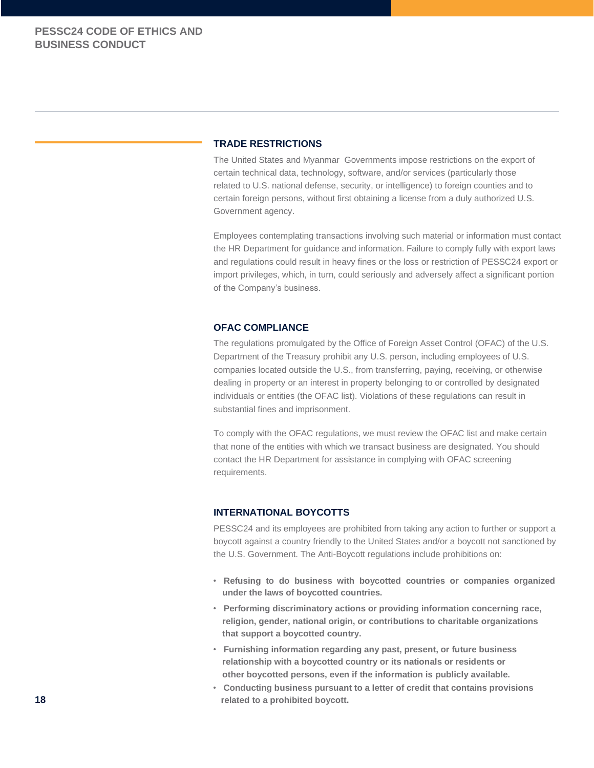## TRADE RESTRICTIONS

The United States and Myanmar Governments impose restrictions on the export of certain technical data, technology, software, and/or services (particularly those related to U.S. national defense, security, or intelligence) to foreign counties and to certain foreign persons, without first obtaining a license from a duly authorized U.S. Government agency.

Employees contemplating transactions involving such material or information must contact the HR Department for guidance and information. Failure to comply fully with export laws and regulations could result in heavy fines or the loss or restriction of PESSC24 export or import privileges, which, in turn, could seriously and adversely affect a significant portion of the Company's business.

## OFAC COMPLIANCE

The regulations promulgated by the Office of Foreign Asset Control (OFAC) of the U.S. Department of the Treasury prohibit any U.S. person, including employees of U.S. companies located outside the U.S., from transferring, paying, receiving, or otherwise dealing in property or an interest in property belonging to or controlled by designated individuals or entities (the OFAC list). Violations of these regulations can result in substantial fines and imprisonment.

To comply with the OFAC regulations, we must review the OFAC list and make certain that none of the entities with which we transact business are designated. You should contact the HR Department for assistance in complying with OFAC screening requirements.

## INTERNATIONAL BOYCOTTS

PESSC24 and its employees are prohibited from taking any action to further or support a boycott against a country friendly to the United States and/or a boycott not sanctioned by the U.S. Government. The Anti-Boycott regulations include prohibitions on:

- **Refusing to do business with boycotted countries or companies organized under the laws of boycotted countries.**
- **Performing discriminatory actions or providing information concerning race, religion, gender, national origin, or contributions to charitable organizations that support a boycotted country.**
- **Furnishing information regarding any past, present, or future business relationship with a boycotted country or its nationals or residents or other boycotted persons, even if the information is publicly available.**
- **Conducting business pursuant to a letter of credit that contains provisions related to a prohibited boycott.**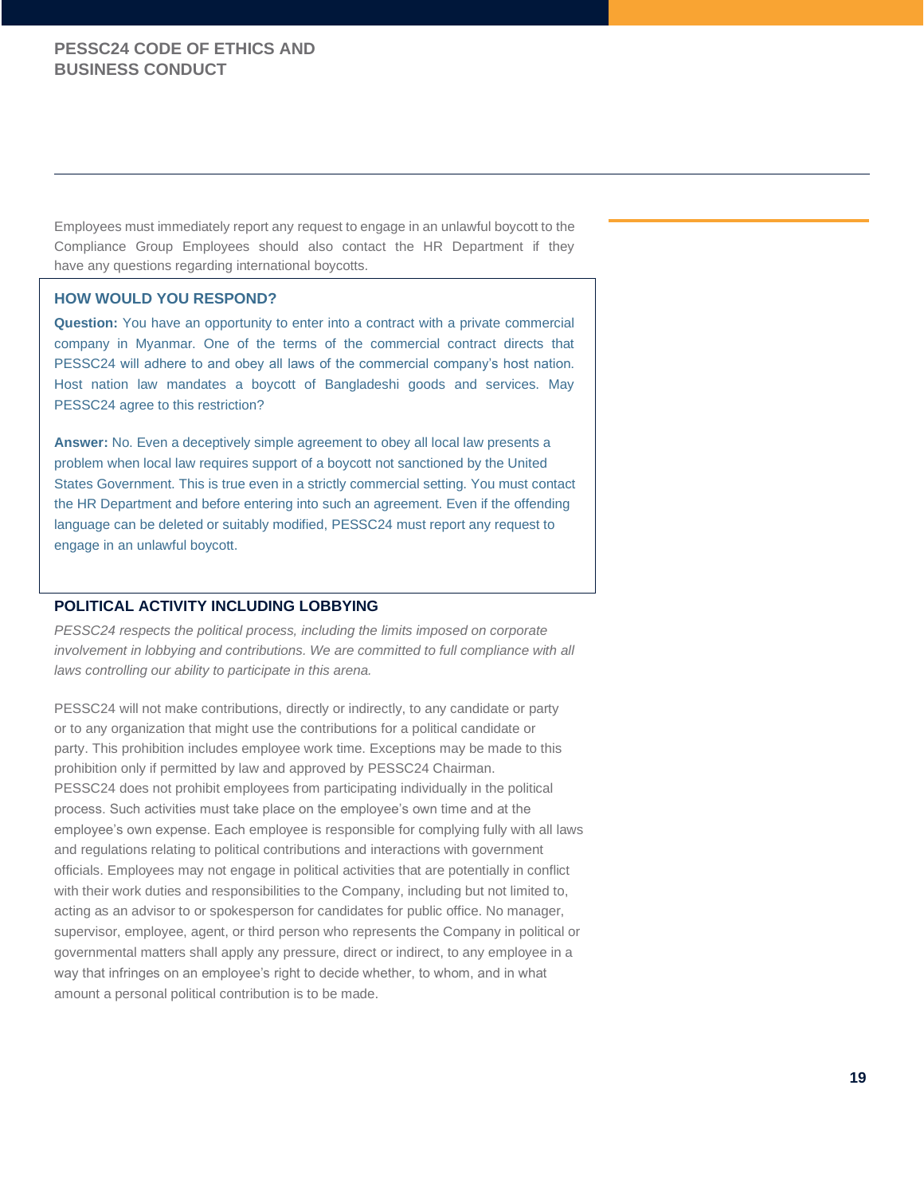Employees must immediately report any request to engage in an unlawful boycott to the Compliance Group Employees should also contact the HR Department if they have any questions regarding international boycotts.

### HOW WOULD YOU RESPOND?

**Question:** You have an opportunity to enter into a contract with a private commercial company in Myanmar. One of the terms of the commercial contract directs that PESSC24 will adhere to and obey all laws of the commercial company's host nation. Host nation law mandates a boycott of Bangladeshi goods and services. May PESSC24 agree to this restriction?

**Answer:** No. Even a deceptively simple agreement to obey all local law presents a problem when local law requires support of a boycott not sanctioned by the United States Government. This is true even in a strictly commercial setting. You must contact the HR Department and before entering into such an agreement. Even if the offending language can be deleted or suitably modified, PESSC24 must report any request to engage in an unlawful boycott.

## POLITICAL ACTIVITY INCLUDING LOBBYING

*PESSC24 respects the political process, including the limits imposed on corporate involvement in lobbying and contributions. We are committed to full compliance with all laws controlling our ability to participate in this arena.*

PESSC24 will not make contributions, directly or indirectly, to any candidate or party or to any organization that might use the contributions for a political candidate or party. This prohibition includes employee work time. Exceptions may be made to this prohibition only if permitted by law and approved by PESSC24 Chairman. PESSC24 does not prohibit employees from participating individually in the political process. Such activities must take place on the employee's own time and at the employee's own expense. Each employee is responsible for complying fully with all laws and regulations relating to political contributions and interactions with government officials. Employees may not engage in political activities that are potentially in conflict with their work duties and responsibilities to the Company, including but not limited to, acting as an advisor to or spokesperson for candidates for public office. No manager, supervisor, employee, agent, or third person who represents the Company in political or governmental matters shall apply any pressure, direct or indirect, to any employee in a way that infringes on an employee's right to decide whether, to whom, and in what amount a personal political contribution is to be made.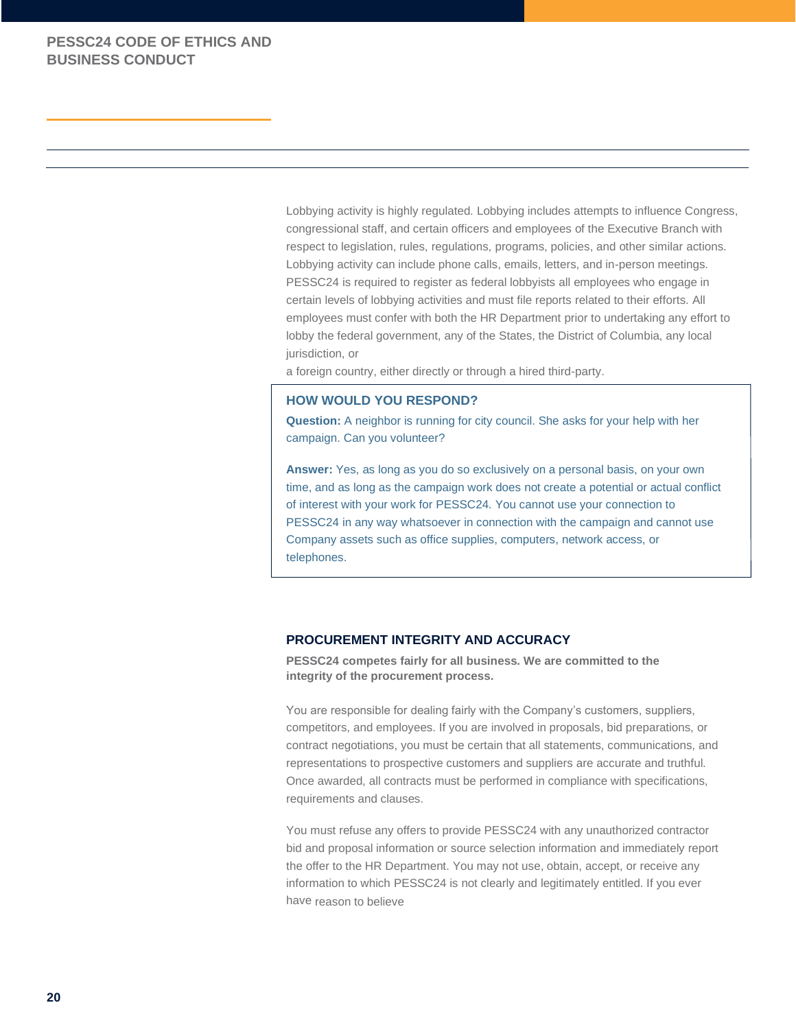Lobbying activity is highly regulated. Lobbying includes attempts to influence Congress, congressional staff, and certain officers and employees of the Executive Branch with respect to legislation, rules, regulations, programs, policies, and other similar actions. Lobbying activity can include phone calls, emails, letters, and in-person meetings. PESSC24 is required to register as federal lobbyists all employees who engage in certain levels of lobbying activities and must file reports related to their efforts. All employees must confer with both the HR Department prior to undertaking any effort to lobby the federal government, any of the States, the District of Columbia, any local jurisdiction, or

a foreign country, either directly or through a hired third-party.

### HOW WOULD YOU RESPOND?

**Question:** A neighbor is running for city council. She asks for your help with her campaign. Can you volunteer?

**Answer:** Yes, as long as you do so exclusively on a personal basis, on your own time, and as long as the campaign work does not create a potential or actual conflict of interest with your work for PESSC24. You cannot use your connection to PESSC24 in any way whatsoever in connection with the campaign and cannot use Company assets such as office supplies, computers, network access, or telephones.

## PROCUREMENT INTEGRITY AND ACCURACY

**PESSC24 competes fairly for all business. We are committed to the integrity of the procurement process.**

You are responsible for dealing fairly with the Company's customers, suppliers, competitors, and employees. If you are involved in proposals, bid preparations, or contract negotiations, you must be certain that all statements, communications, and representations to prospective customers and suppliers are accurate and truthful. Once awarded, all contracts must be performed in compliance with specifications, requirements and clauses.

You must refuse any offers to provide PESSC24 with any unauthorized contractor bid and proposal information or source selection information and immediately report the offer to the HR Department. You may not use, obtain, accept, or receive any information to which PESSC24 is not clearly and legitimately entitled. If you ever have reason to believe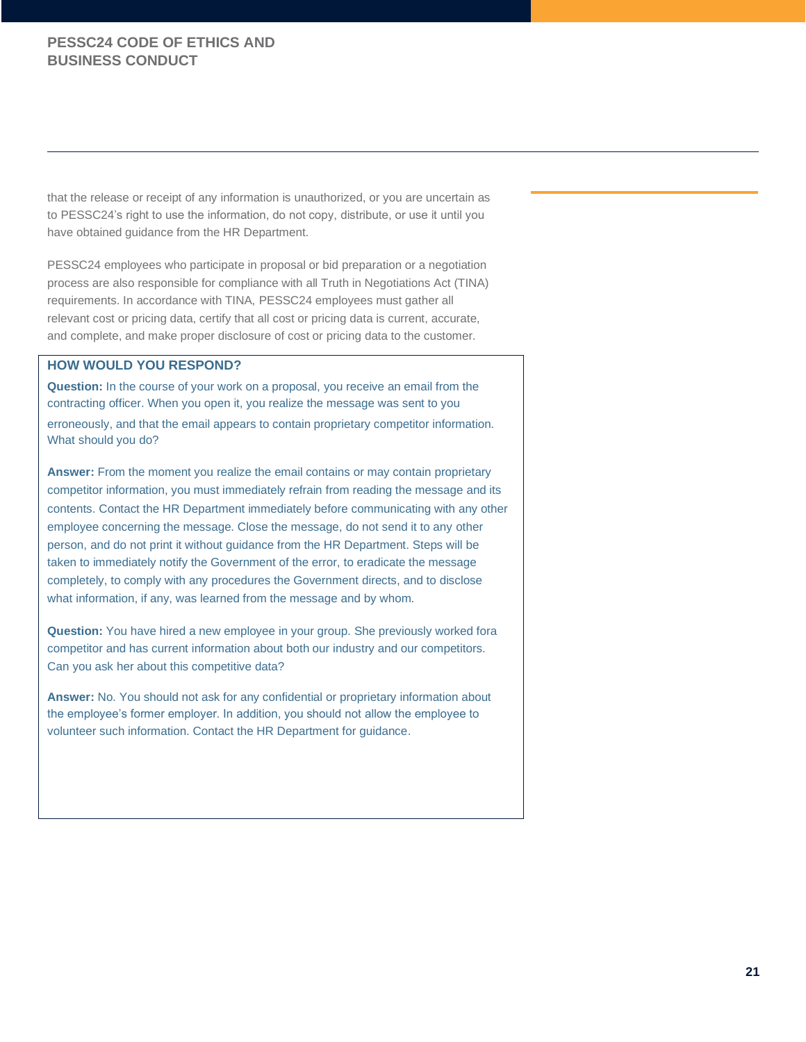that the release or receipt of any information is unauthorized, or you are uncertain as to PESSC24's right to use the information, do not copy, distribute, or use it until you have obtained guidance from the HR Department.

PESSC24 employees who participate in proposal or bid preparation or a negotiation process are also responsible for compliance with all Truth in Negotiations Act (TINA) requirements. In accordance with TINA, PESSC24 employees must gather all relevant cost or pricing data, certify that all cost or pricing data is current, accurate, and complete, and make proper disclosure of cost or pricing data to the customer.

### HOW WOULD YOU RESPOND?

**Question:** In the course of your work on a proposal, you receive an email from the contracting officer. When you open it, you realize the message was sent to you erroneously, and that the email appears to contain proprietary competitor information. What should you do?

**Answer:** From the moment you realize the email contains or may contain proprietary competitor information, you must immediately refrain from reading the message and its contents. Contact the HR Department immediately before communicating with any other employee concerning the message. Close the message, do not send it to any other person, and do not print it without guidance from the HR Department. Steps will be taken to immediately notify the Government of the error, to eradicate the message completely, to comply with any procedures the Government directs, and to disclose what information, if any, was learned from the message and by whom.

**Question:** You have hired a new employee in your group. She previously worked fora competitor and has current information about both our industry and our competitors. Can you ask her about this competitive data?

**Answer:** No. You should not ask for any confidential or proprietary information about the employee's former employer. In addition, you should not allow the employee to volunteer such information. Contact the HR Department for guidance.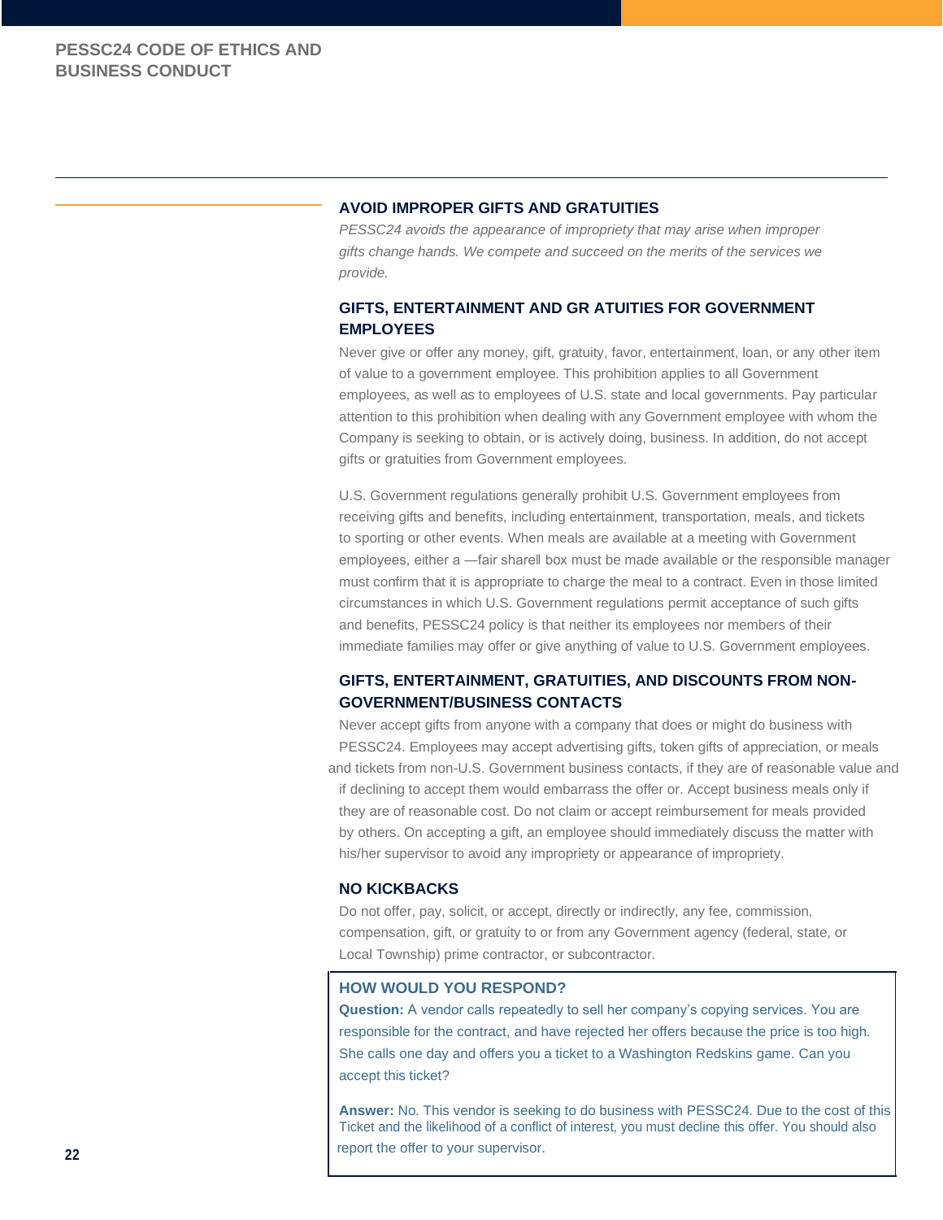## AVOID IMPROPER GIFTS AND GRATUITIES

*PESSC24 avoids the appearance of impropriety that may arise when improper gifts change hands. We compete and succeed on the merits of the services we provide.*

### GIFTS, ENTERTAINMENT AND GR ATUITIES FOR GOVERNMENT EMPLOYEES

Never give or offer any money, gift, gratuity, favor, entertainment, loan, or any other item of value to a government employee. This prohibition applies to all Government employees, as well as to employees of U.S. state and local governments. Pay particular attention to this prohibition when dealing with any Government employee with whom the Company is seeking to obtain, or is actively doing, business. In addition, do not accept gifts or gratuities from Government employees.

U.S. Government regulations generally prohibit U.S. Government employees from receiving gifts and benefits, including entertainment, transportation, meals, and tickets to sporting or other events. When meals are available at a meeting with Government employees, either a —fair sharell box must be made available or the responsible manager must confirm that it is appropriate to charge the meal to a contract. Even in those limited circumstances in which U.S. Government regulations permit acceptance of such gifts and benefits, PESSC24 policy is that neither its employees nor members of their immediate families may offer or give anything of value to U.S. Government employees.

### GIFTS, ENTERTAINMENT, GRATUITIES, AND DISCOUNTS FROM NON-GOVERNMENT/BUSINESS CONTACTS

Never accept gifts from anyone with a company that does or might do business with PESSC24. Employees may accept advertising gifts, token gifts of appreciation, or meals and tickets from non-U.S. Government business contacts, if they are of reasonable value and if declining to accept them would embarrass the offer or. Accept business meals only if they are of reasonable cost. Do not claim or accept reimbursement for meals provided by others. On accepting a gift, an employee should immediately discuss the matter with his/her supervisor to avoid any impropriety or appearance of impropriety.

### NO KICKBACKS

Do not offer, pay, solicit, or accept, directly or indirectly, any fee, commission, compensation, gift, or gratuity to or from any Government agency (federal, state, or Local Township) prime contractor, or subcontractor.

### HOW WOULD YOU RESPOND?

**Question:** A vendor calls repeatedly to sell her company's copying services. You are responsible for the contract, and have rejected her offers because the price is too high. She calls one day and offers you a ticket to a Washington Redskins game. Can you accept this ticket?

**Answer:** No. This vendor is seeking to do business with PESSC24. Due to the cost of this Ticket and the likelihood of a conflict of interest, you must decline this offer. You should also report the offer to your supervisor.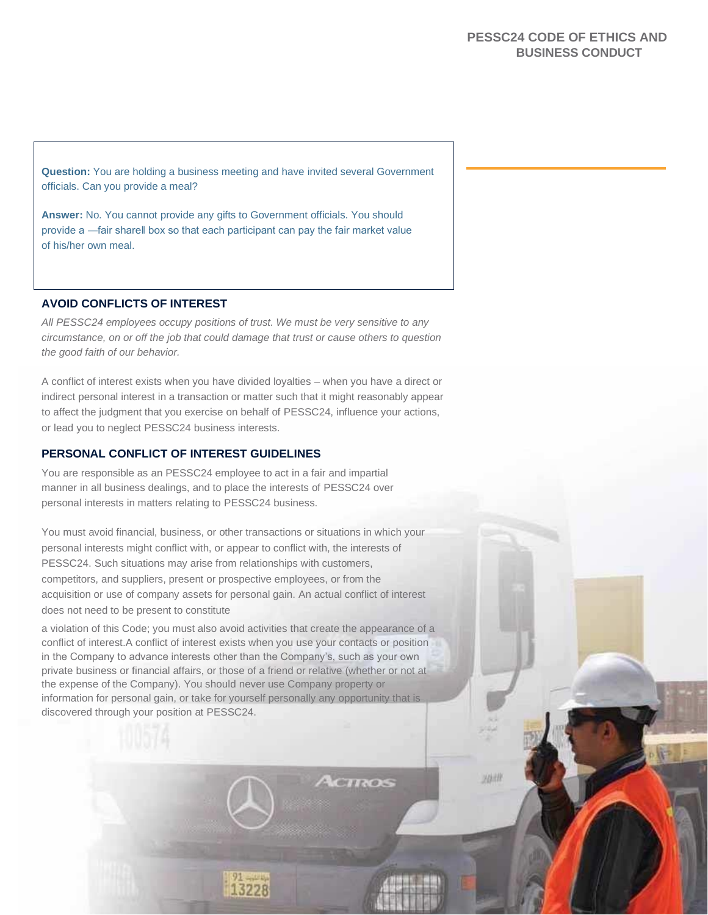**Question:** You are holding a business meeting and have invited several Government officials. Can you provide a meal?

**Answer:** No. You cannot provide any gifts to Government officials. You should provide a —fair sharell box so that each participant can pay the fair market value of his/her own meal.

## AVOID CONFLICTS OF INTEREST

*All PESSC24 employees occupy positions of trust. We must be very sensitive to any circumstance, on or off the job that could damage that trust or cause others to question the good faith of our behavior.*

A conflict of interest exists when you have divided loyalties – when you have a direct or indirect personal interest in a transaction or matter such that it might reasonably appear to affect the judgment that you exercise on behalf of PESSC24, influence your actions, or lead you to neglect PESSC24 business interests.

## PERSONAL CONFLICT OF INTEREST GUIDELINES

You are responsible as an PESSC24 employee to act in a fair and impartial manner in all business dealings, and to place the interests of PESSC24 over personal interests in matters relating to PESSC24 business.

You must avoid financial, business, or other transactions or situations in which your personal interests might conflict with, or appear to conflict with, the interests of PESSC24. Such situations may arise from relationships with customers, competitors, and suppliers, present or prospective employees, or from the acquisition or use of company assets for personal gain. An actual conflict of interest does not need to be present to constitute a violation of this Code; you must also avoid activities that create the appearance of a conflict of interest.A conflict of interest exists when you use your contacts or position in the Company to advance interests other than the Company's, such as your own private business or financial affairs, or those of a friend or relative (whether or not at the expense of the Company). You should never use Company property or information for personal gain, or take for yourself personally any opportunity that is discovered through your position at PESSC24.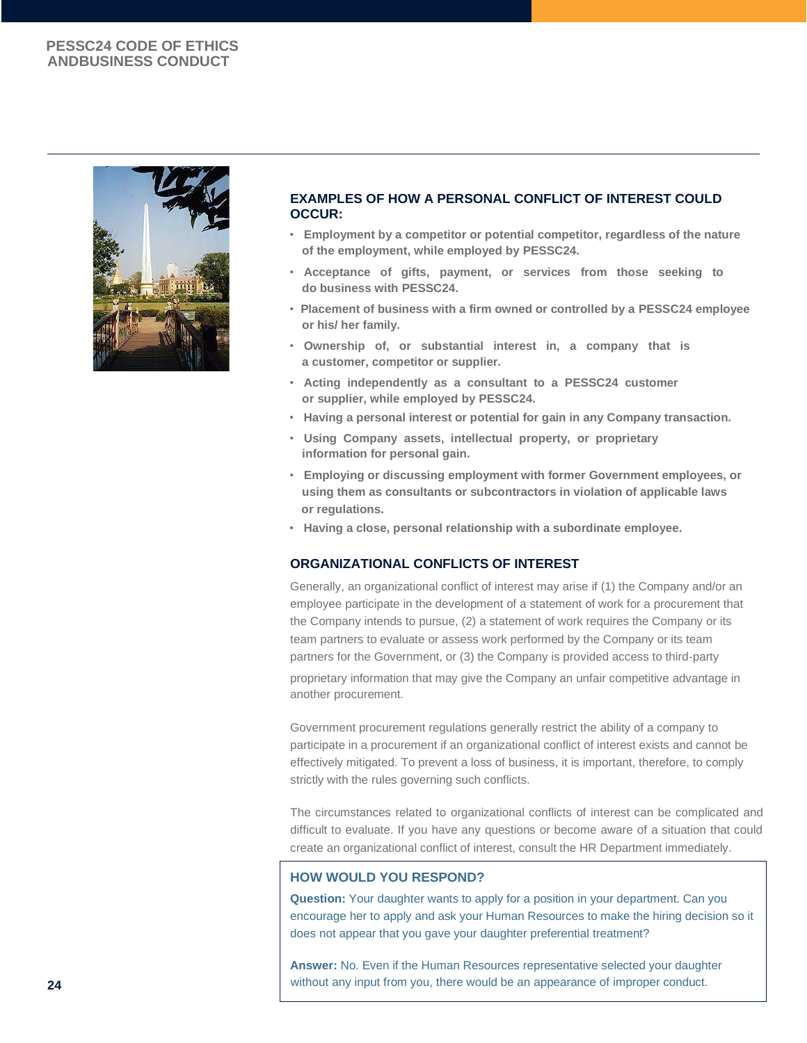## EXAMPLES OF HOW A PERSONAL CONFLICT OF INTEREST COULD OCCUR:

- **Employment by a competitor or potential competitor, regardless of the nature of the employment, while employed by PESSC24.**
- **Acceptance of gifts, payment, or services from those seeking to do business with PESSC24.**
- **Placement of business with a firm owned or controlled by a PESSC24 employee or his/ her family.**
- **Ownership of, or substantial interest in, a company that is a customer, competitor or supplier.**
- **Acting independently as a consultant to a PESSC24 customer or supplier, while employed by PESSC24.**
- **Having a personal interest or potential for gain in any Company transaction.**
- **Using Company assets, intellectual property, or proprietary information for personal gain.**
- **Employing or discussing employment with former Government employees, or using them as consultants or subcontractors in violation of applicable laws or regulations.**
- **Having a close, personal relationship with a subordinate employee.**

## ORGANIZATIONAL CONFLICTS OF INTEREST

Generally, an organizational conflict of interest may arise if (1) the Company and/or an employee participate in the development of a statement of work for a procurement that the Company intends to pursue, (2) a statement of work requires the Company or its team partners to evaluate or assess work performed by the Company or its team partners for the Government, or (3) the Company is provided access to third-party proprietary information that may give the Company an unfair competitive advantage in another procurement.

Government procurement regulations generally restrict the ability of a company to participate in a procurement if an organizational conflict of interest exists and cannot be effectively mitigated. To prevent a loss of business, it is important, therefore, to comply strictly with the rules governing such conflicts.

The circumstances related to organizational conflicts of interest can be complicated and difficult to evaluate. If you have any questions or become aware of a situation that could create an organizational conflict of interest, consult the HR Department immediately.

### HOW WOULD YOU RESPOND?

**Question:** Your daughter wants to apply for a position in your department. Can you encourage her to apply and ask your Human Resources to make the hiring decision so it does not appear that you gave your daughter preferential treatment?

**Answer:** No. Even if the Human Resources representative selected your daughter without any input from you, there would be an appearance of improper conduct.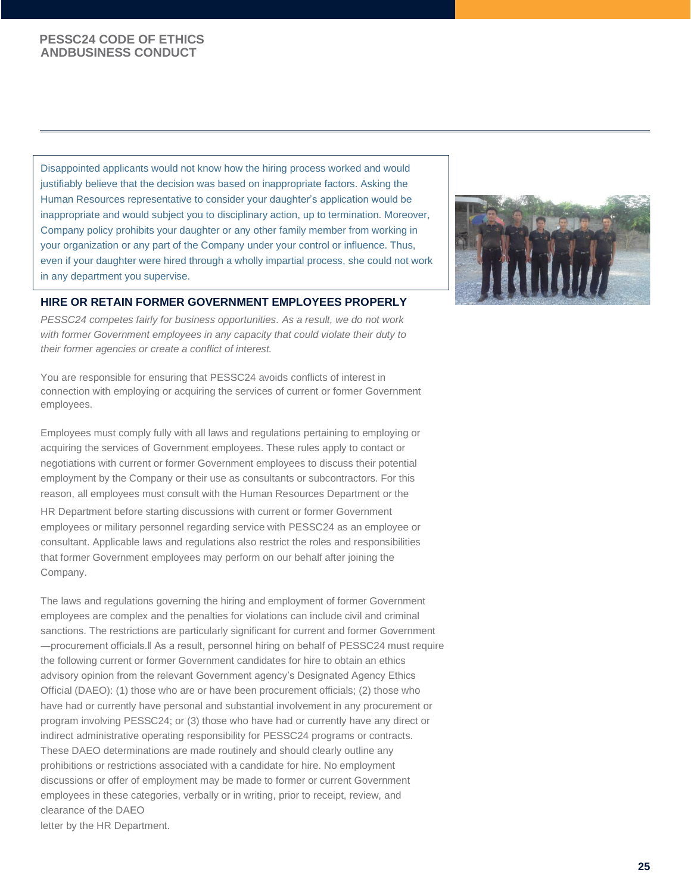Disappointed applicants would not know how the hiring process worked and would justifiably believe that the decision was based on inappropriate factors. Asking the Human Resources representative to consider your daughter's application would be inappropriate and would subject you to disciplinary action, up to termination. Moreover, Company policy prohibits your daughter or any other family member from working in your organization or any part of the Company under your control or influence. Thus, even if your daughter were hired through a wholly impartial process, she could not work in any department you supervise.

## HIRE OR RETAIN FORMER GOVERNMENT EMPLOYEES PROPERLY

*PESSC24 competes fairly for business opportunities. As a result, we do not work with former Government employees in any capacity that could violate their duty to their former agencies or create a conflict of interest.*

You are responsible for ensuring that PESSC24 avoids conflicts of interest in connection with employing or acquiring the services of current or former Government employees.

Employees must comply fully with all laws and regulations pertaining to employing or acquiring the services of Government employees. These rules apply to contact or negotiations with current or former Government employees to discuss their potential employment by the Company or their use as consultants or subcontractors. For this reason, all employees must consult with the Human Resources Department or the HR Department before starting discussions with current or former Government employees or military personnel regarding service with PESSC24 as an employee or consultant. Applicable laws and regulations also restrict the roles and responsibilities that former Government employees may perform on our behalf after joining the Company.

The laws and regulations governing the hiring and employment of former Government employees are complex and the penalties for violations can include civil and criminal sanctions. The restrictions are particularly significant for current and former Government ―procurement officials.‖ As a result, personnel hiring on behalf of PESSC24 must require the following current or former Government candidates for hire to obtain an ethics advisory opinion from the relevant Government agency's Designated Agency Ethics Official (DAEO): (1) those who are or have been procurement officials; (2) those who have had or currently have personal and substantial involvement in any procurement or program involving PESSC24; or (3) those who have had or currently have any direct or indirect administrative operating responsibility for PESSC24 programs or contracts. These DAEO determinations are made routinely and should clearly outline any prohibitions or restrictions associated with a candidate for hire. No employment discussions or offer of employment may be made to former or current Government employees in these categories, verbally or in writing, prior to receipt, review, and clearance of the DAEO letter by the HR Department.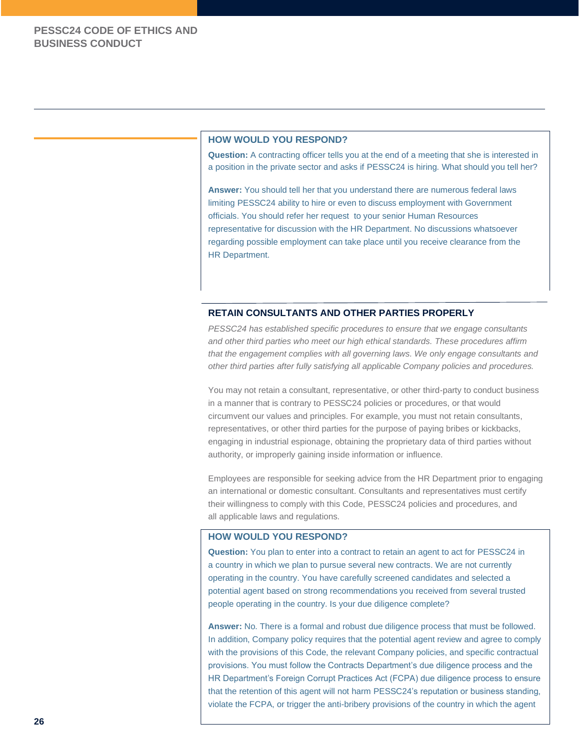### HOW WOULD YOU RESPOND?

**Question:** A contracting officer tells you at the end of a meeting that she is interested in a position in the private sector and asks if PESSC24 is hiring. What should you tell her?

**Answer:** You should tell her that you understand there are numerous federal laws limiting PESSC24 ability to hire or even to discuss employment with Government officials. You should refer her request to your senior Human Resources representative for discussion with the HR Department. No discussions whatsoever regarding possible employment can take place until you receive clearance from the HR Department.

## RETAIN CONSULTANTS AND OTHER PARTIES PROPERLY

*PESSC24 has established specific procedures to ensure that we engage consultants and other third parties who meet our high ethical standards. These procedures affirm that the engagement complies with all governing laws. We only engage consultants and other third parties after fully satisfying all applicable Company policies and procedures.*

You may not retain a consultant, representative, or other third-party to conduct business in a manner that is contrary to PESSC24 policies or procedures, or that would circumvent our values and principles. For example, you must not retain consultants, representatives, or other third parties for the purpose of paying bribes or kickbacks, engaging in industrial espionage, obtaining the proprietary data of third parties without authority, or improperly gaining inside information or influence.

Employees are responsible for seeking advice from the HR Department prior to engaging an international or domestic consultant. Consultants and representatives must certify their willingness to comply with this Code, PESSC24 policies and procedures, and all applicable laws and regulations.

### HOW WOULD YOU RESPOND?

**Question:** You plan to enter into a contract to retain an agent to act for PESSC24 in a country in which we plan to pursue several new contracts. We are not currently operating in the country. You have carefully screened candidates and selected a potential agent based on strong recommendations you received from several trusted people operating in the country. Is your due diligence complete?

**Answer:** No. There is a formal and robust due diligence process that must be followed. In addition, Company policy requires that the potential agent review and agree to comply with the provisions of this Code, the relevant Company policies, and specific contractual provisions. You must follow the Contracts Department's due diligence process and the HR Department's Foreign Corrupt Practices Act (FCPA) due diligence process to ensure that the retention of this agent will not harm PESSC24's reputation or business standing, violate the FCPA, or trigger the anti-bribery provisions of the country in which the agent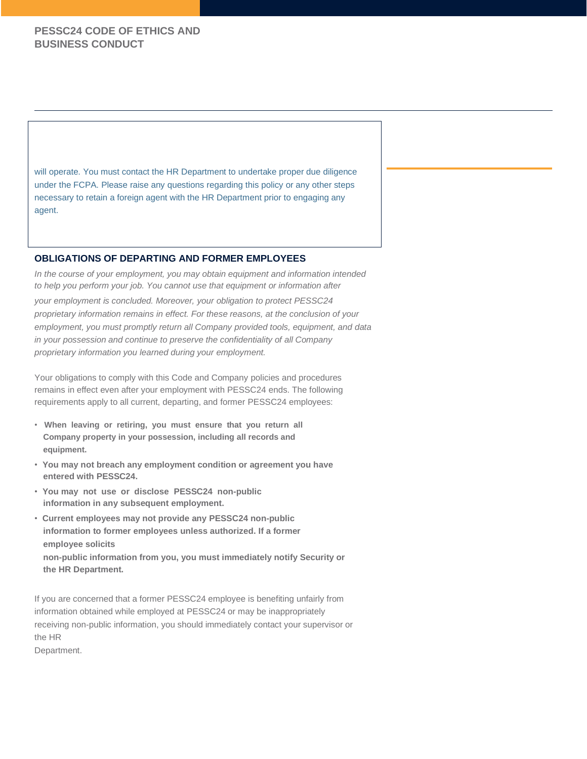will operate. You must contact the HR Department to undertake proper due diligence under the FCPA. Please raise any questions regarding this policy or any other steps necessary to retain a foreign agent with the HR Department prior to engaging any agent.

## OBLIGATIONS OF DEPARTING AND FORMER EMPLOYEES

*In the course of your employment, you may obtain equipment and information intended to help you perform your job. You cannot use that equipment or information after your employment is concluded. Moreover, your obligation to protect PESSC24 proprietary information remains in effect. For these reasons, at the conclusion of your employment, you must promptly return all Company provided tools, equipment, and data in your possession and continue to preserve the confidentiality of all Company proprietary information you learned during your employment.*

Your obligations to comply with this Code and Company policies and procedures remains in effect even after your employment with PESSC24 ends. The following requirements apply to all current, departing, and former PESSC24 employees:

- **When leaving or retiring, you must ensure that you return all Company property in your possession, including all records and equipment.**
- **You may not breach any employment condition or agreement you have entered with PESSC24.**
- **You may not use or disclose PESSC24 non-public information in any subsequent employment.**
- **Current employees may not provide any PESSC24 non-public information to former employees unless authorized. If a former employee solicits non-public information from you, you must immediately notify Security or the HR Department.**

If you are concerned that a former PESSC24 employee is benefiting unfairly from information obtained while employed at PESSC24 or may be inappropriately receiving non-public information, you should immediately contact your supervisor or the HR Department.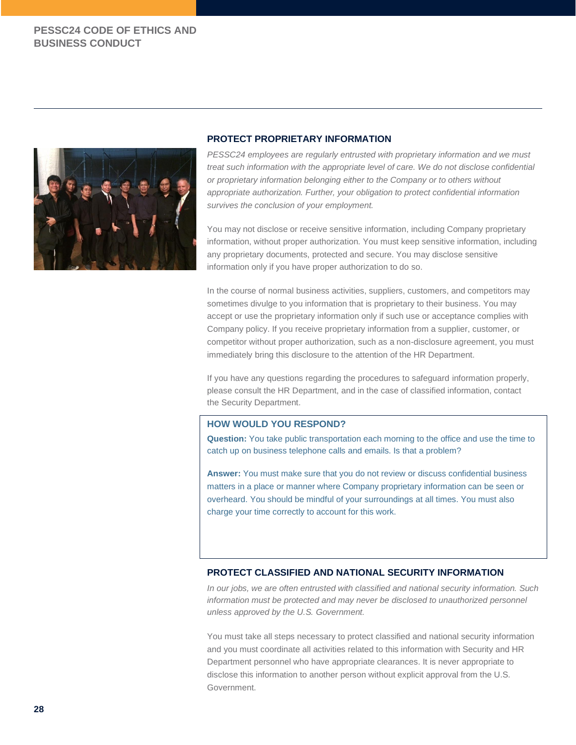## PROTECT PROPRIETARY INFORMATION

*PESSC24 employees are regularly entrusted with proprietary information and we must treat such information with the appropriate level of care. We do not disclose confidential or proprietary information belonging either to the Company or to others without appropriate authorization. Further, your obligation to protect confidential information survives the conclusion of your employment.*

You may not disclose or receive sensitive information, including Company proprietary information, without proper authorization. You must keep sensitive information, including any proprietary documents, protected and secure. You may disclose sensitive information only if you have proper authorization to do so.

In the course of normal business activities, suppliers, customers, and competitors may sometimes divulge to you information that is proprietary to their business. You may accept or use the proprietary information only if such use or acceptance complies with Company policy. If you receive proprietary information from a supplier, customer, or competitor without proper authorization, such as a non-disclosure agreement, you must immediately bring this disclosure to the attention of the HR Department.

If you have any questions regarding the procedures to safeguard information properly, please consult the HR Department, and in the case of classified information, contact the Security Department.

### HOW WOULD YOU RESPOND?

**Question:** You take public transportation each morning to the office and use the time to catch up on business telephone calls and emails. Is that a problem?

**Answer:** You must make sure that you do not review or discuss confidential business matters in a place or manner where Company proprietary information can be seen or overheard. You should be mindful of your surroundings at all times. You must also charge your time correctly to account for this work.

## PROTECT CLASSIFIED AND NATIONAL SECURITY INFORMATION

*In our jobs, we are often entrusted with classified and national security information. Such information must be protected and may never be disclosed to unauthorized personnel unless approved by the U.S. Government.*

You must take all steps necessary to protect classified and national security information and you must coordinate all activities related to this information with Security and HR Department personnel who have appropriate clearances. It is never appropriate to disclose this information to another person without explicit approval from the U.S. Government.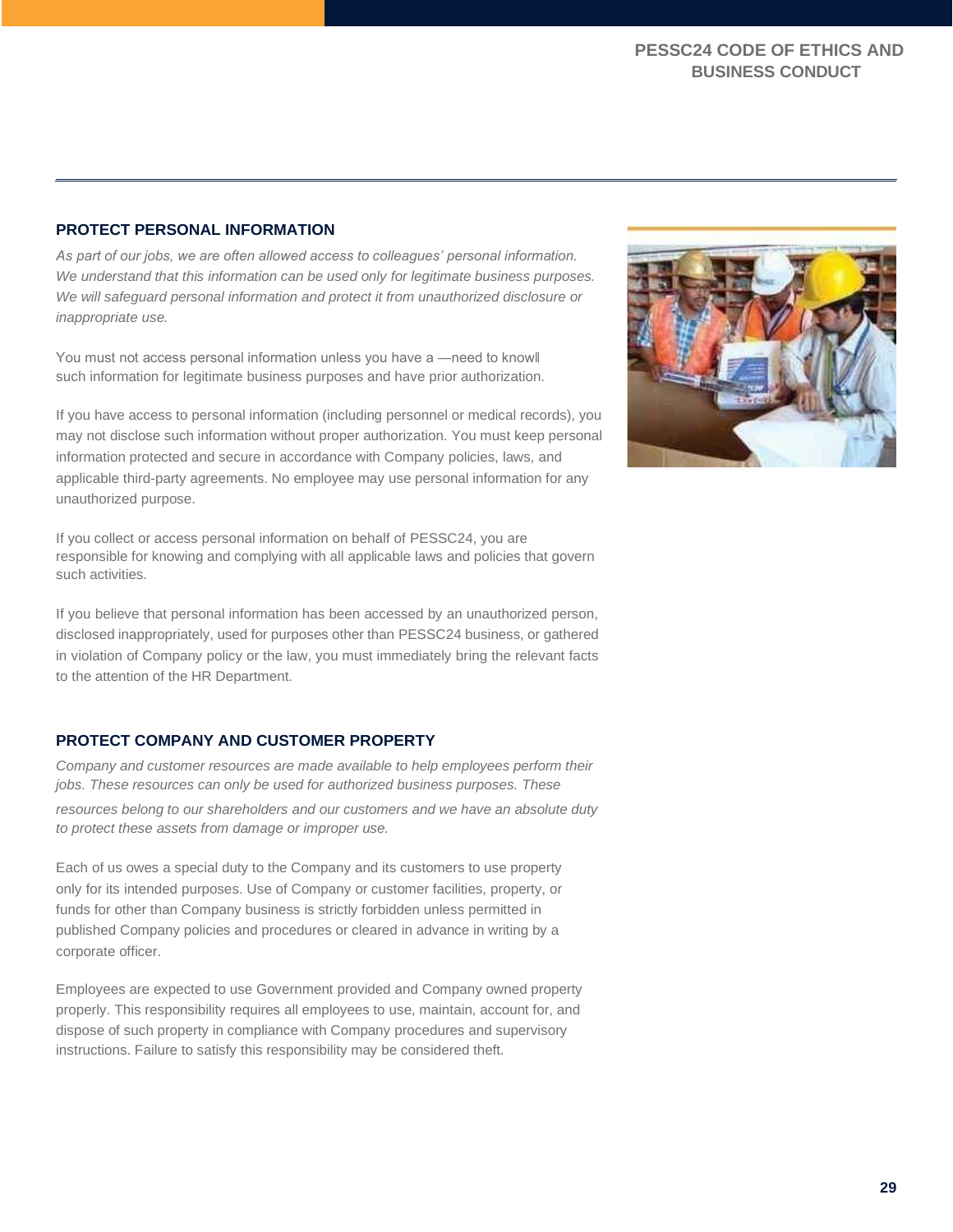## PROTECT PERSONAL INFORMATION

*As part of our jobs, we are often allowed access to colleagues' personal information. We understand that this information can be used only for legitimate business purposes. We will safeguard personal information and protect it from unauthorized disclosure or inappropriate use.*

You must not access personal information unless you have a —need to knowll such information for legitimate business purposes and have prior authorization.

If you have access to personal information (including personnel or medical records), you may not disclose such information without proper authorization. You must keep personal information protected and secure in accordance with Company policies, laws, and applicable third-party agreements. No employee may use personal information for any unauthorized purpose.

If you collect or access personal information on behalf of PESSC24, you are responsible for knowing and complying with all applicable laws and policies that govern such activities.

If you believe that personal information has been accessed by an unauthorized person, disclosed inappropriately, used for purposes other than PESSC24 business, or gathered in violation of Company policy or the law, you must immediately bring the relevant facts to the attention of the HR Department.

## PROTECT COMPANY AND CUSTOMER PROPERTY

*Company and customer resources are made available to help employees perform their jobs. These resources can only be used for authorized business purposes. These resources belong to our shareholders and our customers and we have an absolute duty to protect these assets from damage or improper use.*

Each of us owes a special duty to the Company and its customers to use property only for its intended purposes. Use of Company or customer facilities, property, or funds for other than Company business is strictly forbidden unless permitted in published Company policies and procedures or cleared in advance in writing by a corporate officer.

Employees are expected to use Government provided and Company owned property properly. This responsibility requires all employees to use, maintain, account for, and dispose of such property in compliance with Company procedures and supervisory instructions. Failure to satisfy this responsibility may be considered theft.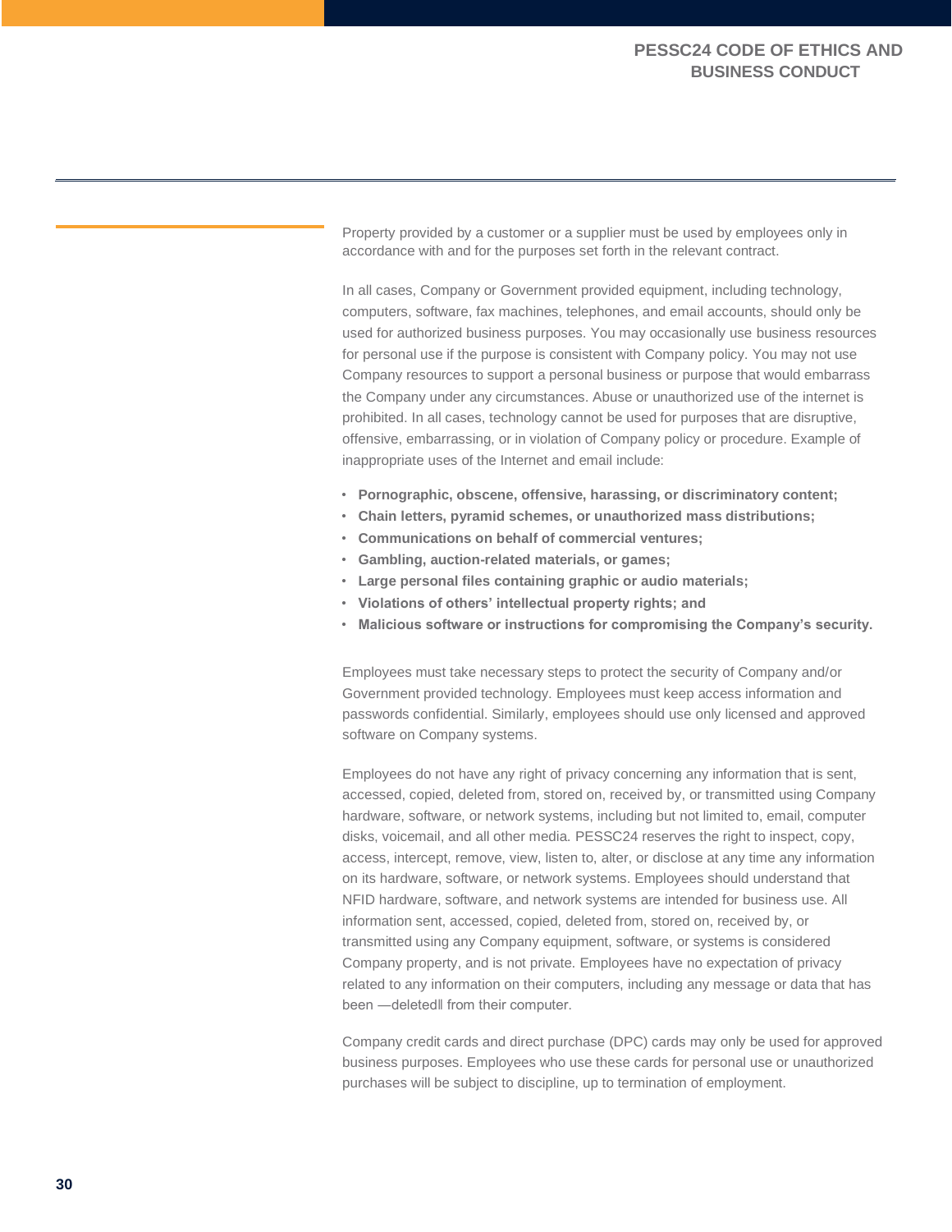Property provided by a customer or a supplier must be used by employees only in accordance with and for the purposes set forth in the relevant contract.

In all cases, Company or Government provided equipment, including technology, computers, software, fax machines, telephones, and email accounts, should only be used for authorized business purposes. You may occasionally use business resources for personal use if the purpose is consistent with Company policy. You may not use Company resources to support a personal business or purpose that would embarrass the Company under any circumstances. Abuse or unauthorized use of the internet is prohibited. In all cases, technology cannot be used for purposes that are disruptive, offensive, embarrassing, or in violation of Company policy or procedure. Example of inappropriate uses of the Internet and email include:

- **Pornographic, obscene, offensive, harassing, or discriminatory content;**
- **Chain letters, pyramid schemes, or unauthorized mass distributions;**
- **Communications on behalf of commercial ventures;**
- **Gambling, auction-related materials, or games;**
- **Large personal files containing graphic or audio materials;**
- **Violations of others' intellectual property rights; and**
- **Malicious software or instructions for compromising the Company's security.**

Employees must take necessary steps to protect the security of Company and/or Government provided technology. Employees must keep access information and passwords confidential. Similarly, employees should use only licensed and approved software on Company systems.

Employees do not have any right of privacy concerning any information that is sent, accessed, copied, deleted from, stored on, received by, or transmitted using Company hardware, software, or network systems, including but not limited to, email, computer disks, voicemail, and all other media. PESSC24 reserves the right to inspect, copy, access, intercept, remove, view, listen to, alter, or disclose at any time any information on its hardware, software, or network systems. Employees should understand that NFID hardware, software, and network systems are intended for business use. All information sent, accessed, copied, deleted from, stored on, received by, or transmitted using any Company equipment, software, or systems is considered Company property, and is not private. Employees have no expectation of privacy related to any information on their computers, including any message or data that has been ―deleted‖ from their computer.

Company credit cards and direct purchase (DPC) cards may only be used for approved business purposes. Employees who use these cards for personal use or unauthorized purchases will be subject to discipline, up to termination of employment.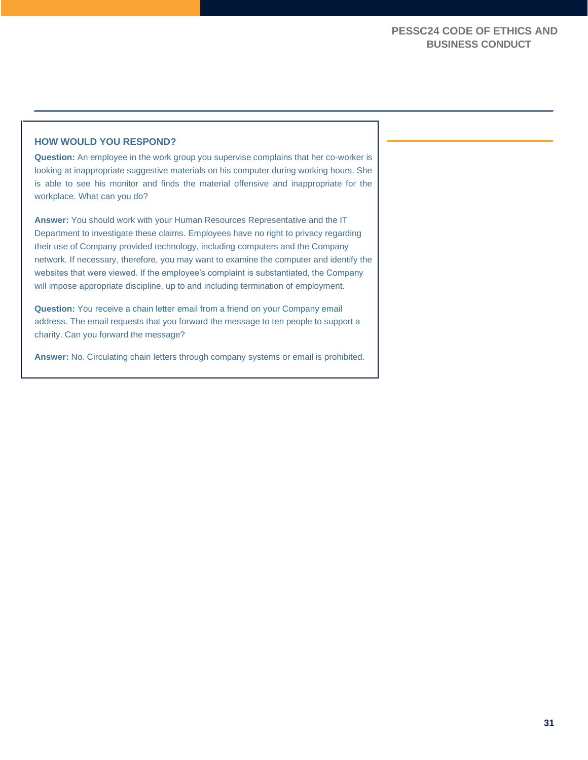### HOW WOULD YOU RESPOND?

**Question:** An employee in the work group you supervise complains that her co-worker is looking at inappropriate suggestive materials on his computer during working hours. She is able to see his monitor and finds the material offensive and inappropriate for the workplace. What can you do?

**Answer:** You should work with your Human Resources Representative and the IT Department to investigate these claims. Employees have no right to privacy regarding their use of Company provided technology, including computers and the Company network. If necessary, therefore, you may want to examine the computer and identify the websites that were viewed. If the employee's complaint is substantiated, the Company will impose appropriate discipline, up to and including termination of employment.

**Question:** You receive a chain letter email from a friend on your Company email address. The email requests that you forward the message to ten people to support a charity. Can you forward the message?

**Answer:** No. Circulating chain letters through company systems or email is prohibited.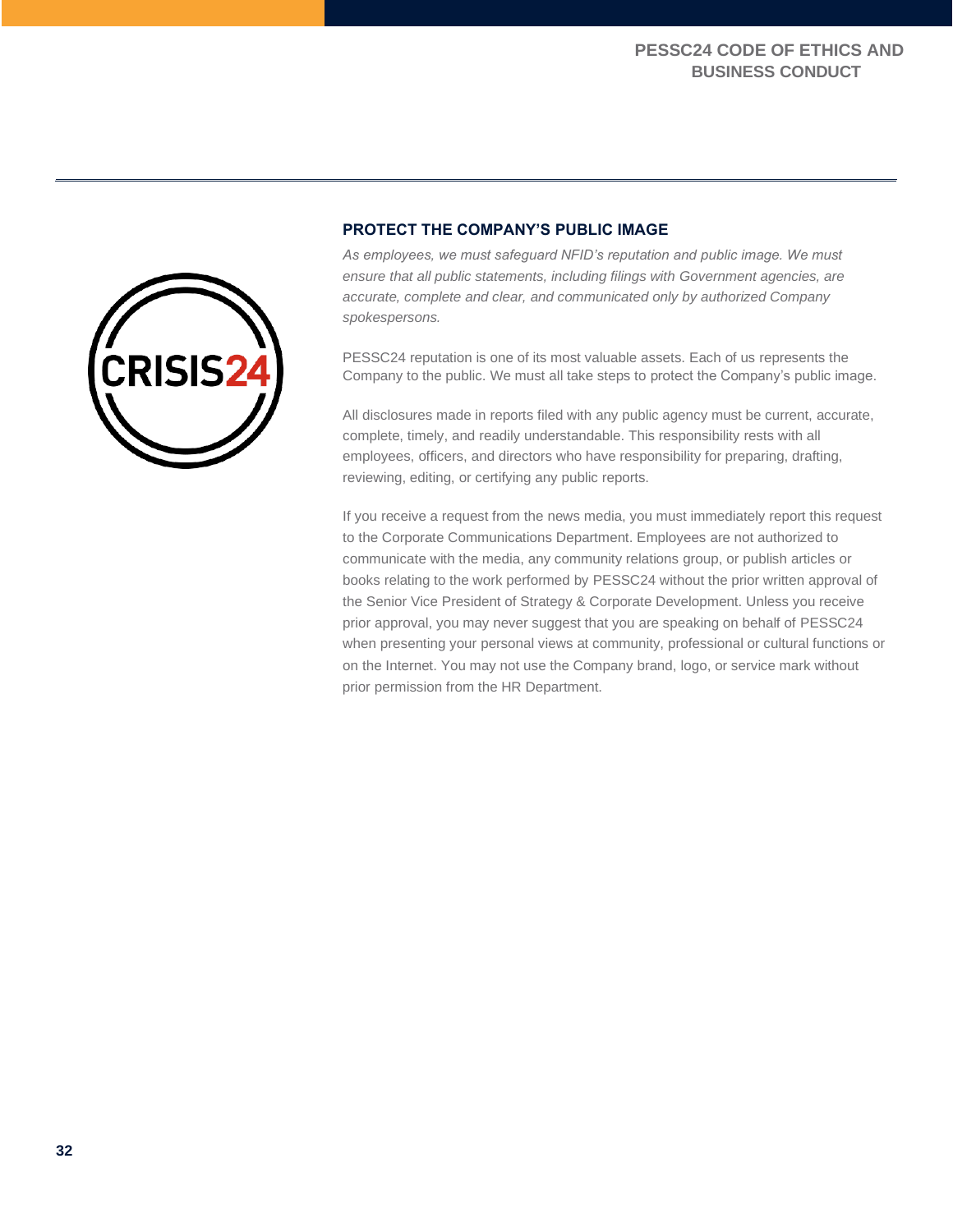## PROTECT THE COMPANY'S PUBLIC IMAGE

*As employees, we must safeguard NFID's reputation and public image. We must ensure that all public statements, including filings with Government agencies, are accurate, complete and clear, and communicated only by authorized Company spokespersons.*

PESSC24 reputation is one of its most valuable assets. Each of us represents the Company to the public. We must all take steps to protect the Company's public image.

All disclosures made in reports filed with any public agency must be current, accurate, complete, timely, and readily understandable. This responsibility rests with all employees, officers, and directors who have responsibility for preparing, drafting, reviewing, editing, or certifying any public reports.

If you receive a request from the news media, you must immediately report this request to the Corporate Communications Department. Employees are not authorized to communicate with the media, any community relations group, or publish articles or books relating to the work performed by PESSC24 without the prior written approval of the Senior Vice President of Strategy & Corporate Development. Unless you receive prior approval, you may never suggest that you are speaking on behalf of PESSC24 when presenting your personal views at community, professional or cultural functions or on the Internet. You may not use the Company brand, logo, or service mark without prior permission from the HR Department.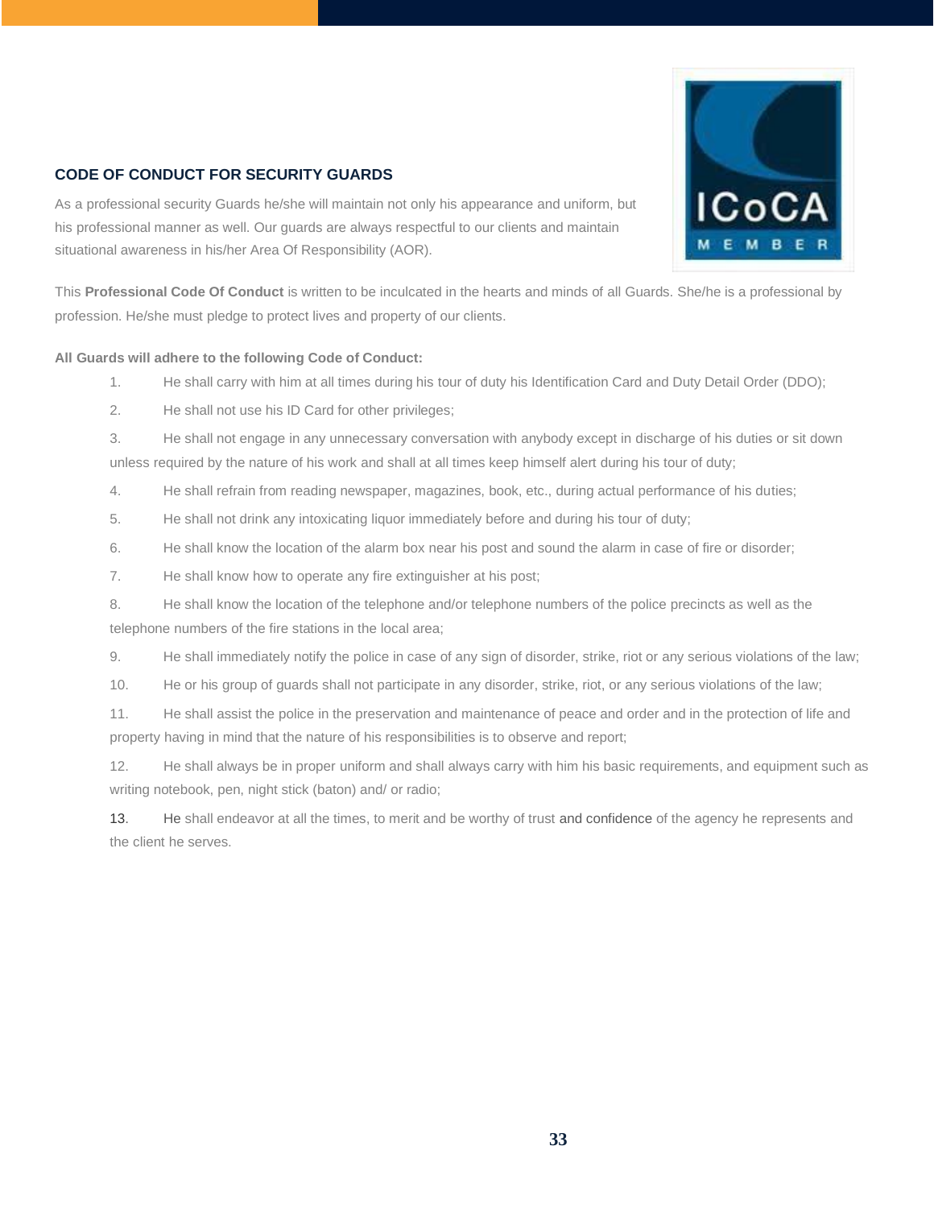## CODE OF CONDUCT FOR SECURITY GUARDS

As a professional security Guards he/she will maintain not only his appearance and uniform, but his professional manner as well. Our guards are always respectful to our clients and maintain situational awareness in his/her Area Of Responsibility (AOR).

This **Professional Code Of Conduct** is written to be inculcated in the hearts and minds of all Guards. She/he is a professional by profession. He/she must pledge to protect lives and property of our clients.

**All Guards will adhere to the following Code of Conduct:**

1. He shall carry with him at all times during his tour of duty his Identification Card and Duty Detail Order (DDO);
2. He shall not use his ID Card for other privileges;
3. He shall not engage in any unnecessary conversation with anybody except in discharge of his duties or sit down unless required by the nature of his work and shall at all times keep himself alert during his tour of duty;
4. He shall refrain from reading newspaper, magazines, book, etc., during actual performance of his duties;
5. He shall not drink any intoxicating liquor immediately before and during his tour of duty;
6. He shall know the location of the alarm box near his post and sound the alarm in case of fire or disorder;
7. He shall know how to operate any fire extinguisher at his post;
8. He shall know the location of the telephone and/or telephone numbers of the police precincts as well as the telephone numbers of the fire stations in the local area;
9. He shall immediately notify the police in case of any sign of disorder, strike, riot or any serious violations of the law;
10. He or his group of guards shall not participate in any disorder, strike, riot, or any serious violations of the law;
11. He shall assist the police in the preservation and maintenance of peace and order and in the protection of life and property having in mind that the nature of his responsibilities is to observe and report;
12. He shall always be in proper uniform and shall always carry with him his basic requirements, and equipment such as writing notebook, pen, night stick (baton) and/ or radio;
13. He shall endeavor at all the times, to merit and be worthy of trust and confidence of the agency he represents and the client he serves.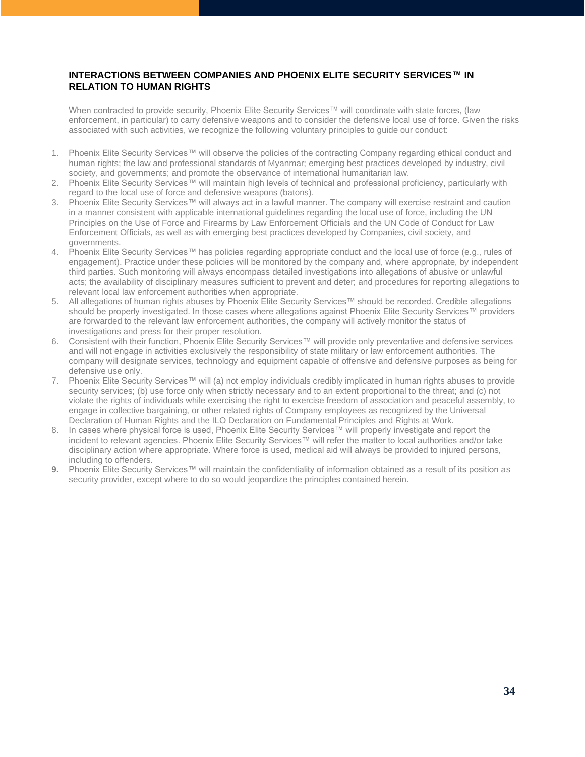## INTERACTIONS BETWEEN COMPANIES AND PHOENIX ELITE SECURITY SERVICES™ IN RELATION TO HUMAN RIGHTS

When contracted to provide security, Phoenix Elite Security Services™ will coordinate with state forces, (law enforcement, in particular) to carry defensive weapons and to consider the defensive local use of force. Given the risks associated with such activities, we recognize the following voluntary principles to guide our conduct:

1. Phoenix Elite Security Services™ will observe the policies of the contracting Company regarding ethical conduct and human rights; the law and professional standards of Myanmar; emerging best practices developed by industry, civil society, and governments; and promote the observance of international humanitarian law.
2. Phoenix Elite Security Services™ will maintain high levels of technical and professional proficiency, particularly with regard to the local use of force and defensive weapons (batons).
3. Phoenix Elite Security Services™ will always act in a lawful manner. The company will exercise restraint and caution in a manner consistent with applicable international guidelines regarding the local use of force, including the UN Principles on the Use of Force and Firearms by Law Enforcement Officials and the UN Code of Conduct for Law Enforcement Officials, as well as with emerging best practices developed by Companies, civil society, and governments.
4. Phoenix Elite Security Services™ has policies regarding appropriate conduct and the local use of force (e.g., rules of engagement). Practice under these policies will be monitored by the company and, where appropriate, by independent third parties. Such monitoring will always encompass detailed investigations into allegations of abusive or unlawful acts; the availability of disciplinary measures sufficient to prevent and deter; and procedures for reporting allegations to relevant local law enforcement authorities when appropriate.
5. All allegations of human rights abuses by Phoenix Elite Security Services™ should be recorded. Credible allegations should be properly investigated. In those cases where allegations against Phoenix Elite Security Services™ providers are forwarded to the relevant law enforcement authorities, the company will actively monitor the status of investigations and press for their proper resolution.
6. Consistent with their function, Phoenix Elite Security Services™ will provide only preventative and defensive services and will not engage in activities exclusively the responsibility of state military or law enforcement authorities. The company will designate services, technology and equipment capable of offensive and defensive purposes as being for defensive use only.
7. Phoenix Elite Security Services™ will (a) not employ individuals credibly implicated in human rights abuses to provide security services; (b) use force only when strictly necessary and to an extent proportional to the threat; and (c) not violate the rights of individuals while exercising the right to exercise freedom of association and peaceful assembly, to engage in collective bargaining, or other related rights of Company employees as recognized by the Universal Declaration of Human Rights and the ILO Declaration on Fundamental Principles and Rights at Work.
8. In cases where physical force is used, Phoenix Elite Security Services™ will properly investigate and report the incident to relevant agencies. Phoenix Elite Security Services™ will refer the matter to local authorities and/or take disciplinary action where appropriate. Where force is used, medical aid will always be provided to injured persons, including to offenders.
9. Phoenix Elite Security Services™ will maintain the confidentiality of information obtained as a result of its position as security provider, except where to do so would jeopardize the principles contained herein.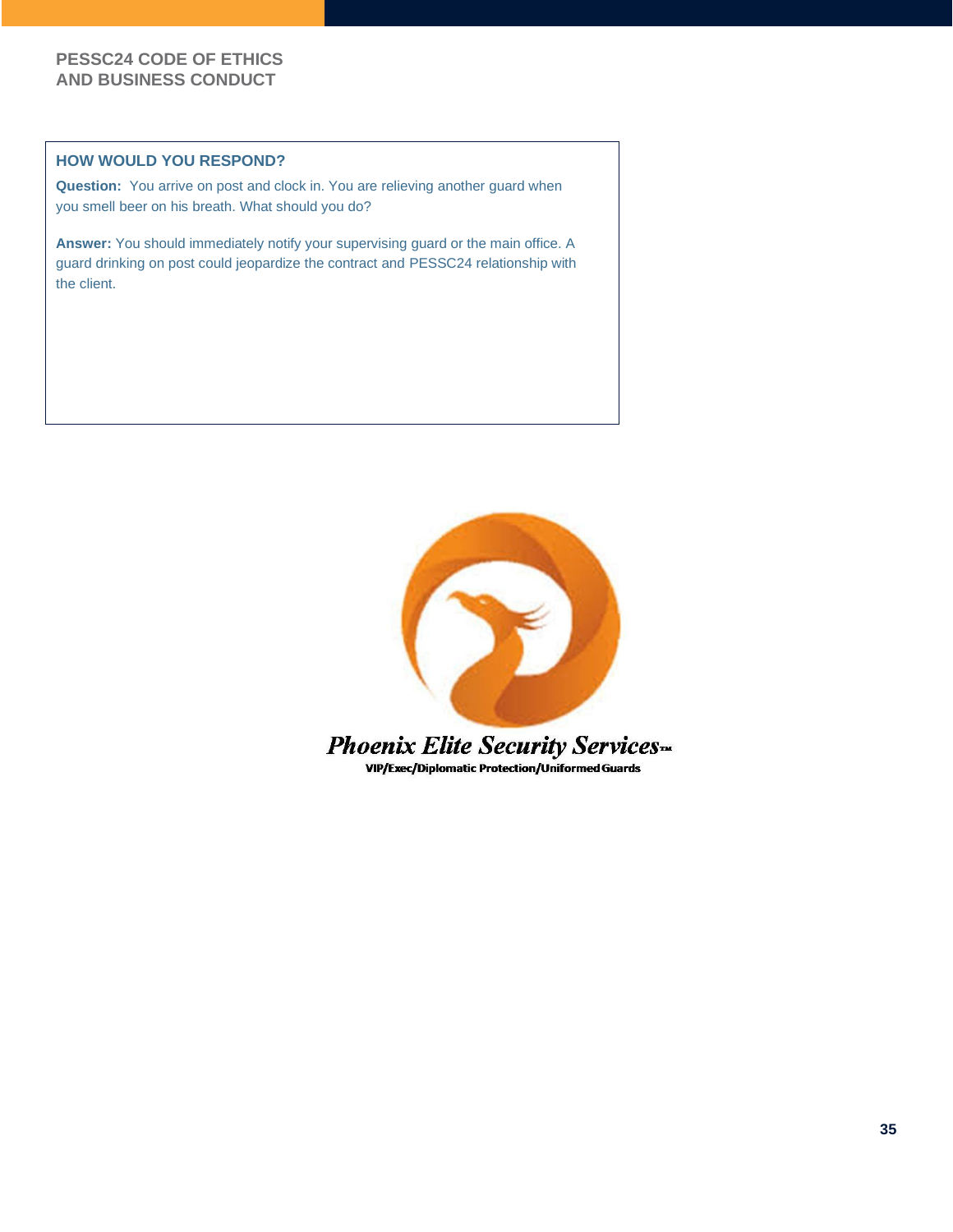### HOW WOULD YOU RESPOND?

**Question:** You arrive on post and clock in. You are relieving another guard when you smell beer on his breath. What should you do?

**Answer:** You should immediately notify your supervising guard or the main office. A guard drinking on post could jeopardize the contract and PESSC24 relationship with the client.

*Phoenix Elite Security Services™*

**VIP/Exec/Diplomatic Protection/Uniformed Guards**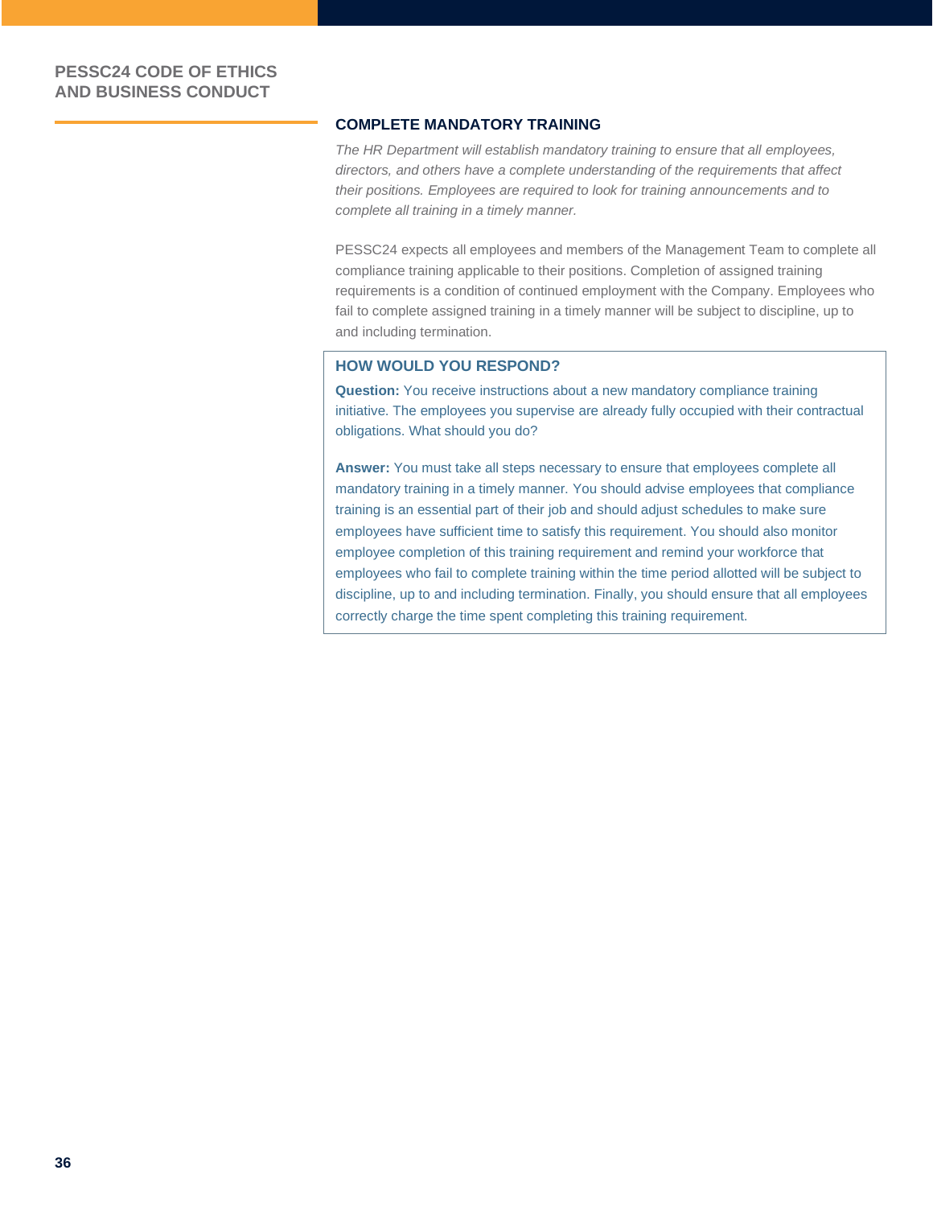## COMPLETE MANDATORY TRAINING

*The HR Department will establish mandatory training to ensure that all employees, directors, and others have a complete understanding of the requirements that affect their positions. Employees are required to look for training announcements and to complete all training in a timely manner.*

PESSC24 expects all employees and members of the Management Team to complete all compliance training applicable to their positions. Completion of assigned training requirements is a condition of continued employment with the Company. Employees who fail to complete assigned training in a timely manner will be subject to discipline, up to and including termination.

### HOW WOULD YOU RESPOND?

**Question:** You receive instructions about a new mandatory compliance training initiative. The employees you supervise are already fully occupied with their contractual obligations. What should you do?

**Answer:** You must take all steps necessary to ensure that employees complete all mandatory training in a timely manner. You should advise employees that compliance training is an essential part of their job and should adjust schedules to make sure employees have sufficient time to satisfy this requirement. You should also monitor employee completion of this training requirement and remind your workforce that employees who fail to complete training within the time period allotted will be subject to discipline, up to and including termination. Finally, you should ensure that all employees correctly charge the time spent completing this training requirement.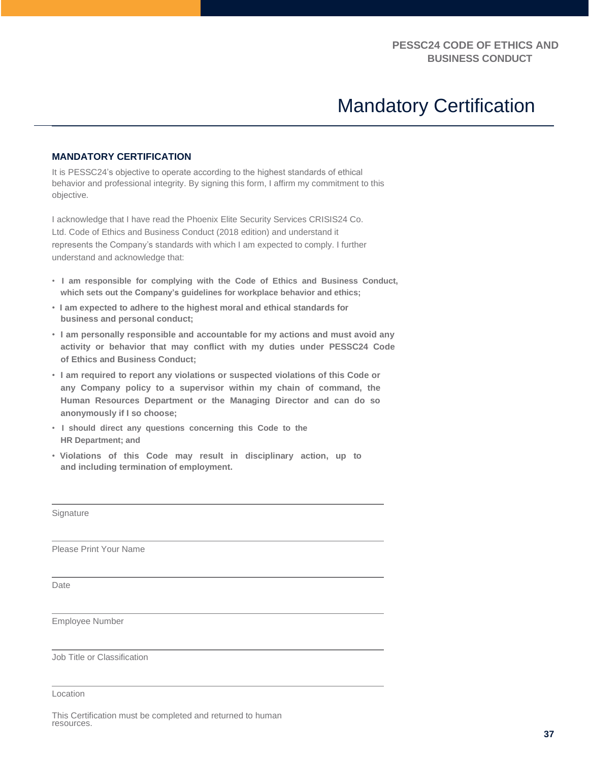# Mandatory Certification

## MANDATORY CERTIFICATION

It is PESSC24's objective to operate according to the highest standards of ethical behavior and professional integrity. By signing this form, I affirm my commitment to this objective.

I acknowledge that I have read the Phoenix Elite Security Services CRISIS24 Co. Ltd. Code of Ethics and Business Conduct (2018 edition) and understand it represents the Company's standards with which I am expected to comply. I further understand and acknowledge that:

- **I am responsible for complying with the Code of Ethics and Business Conduct, which sets out the Company's guidelines for workplace behavior and ethics;**
- **I am expected to adhere to the highest moral and ethical standards for business and personal conduct;**
- **I am personally responsible and accountable for my actions and must avoid any activity or behavior that may conflict with my duties under PESSC24 Code of Ethics and Business Conduct;**
- **I am required to report any violations or suspected violations of this Code or any Company policy to a supervisor within my chain of command, the Human Resources Department or the Managing Director and can do so anonymously if I so choose;**
- **I should direct any questions concerning this Code to the HR Department; and**
- **Violations of this Code may result in disciplinary action, up to and including termination of employment.**

\_\_\_\_\_\_\_\_\_\_\_\_\_\_\_\_\_\_\_\_\_\_\_\_\_\_\_\_\_\_\_\_\_\_\_\_\_\_\_\_

Signature

\_\_\_\_\_\_\_\_\_\_\_\_\_\_\_\_\_\_\_\_\_\_\_\_\_\_\_\_\_\_\_\_\_\_\_\_\_\_\_\_

Please Print Your Name

\_\_\_\_\_\_\_\_\_\_\_\_\_\_\_\_\_\_\_\_\_\_\_\_\_\_\_\_\_\_\_\_\_\_\_\_\_\_\_\_

Date

\_\_\_\_\_\_\_\_\_\_\_\_\_\_\_\_\_\_\_\_\_\_\_\_\_\_\_\_\_\_\_\_\_\_\_\_\_\_\_\_

Employee Number

\_\_\_\_\_\_\_\_\_\_\_\_\_\_\_\_\_\_\_\_\_\_\_\_\_\_\_\_\_\_\_\_\_\_\_\_\_\_\_\_

Job Title or Classification

\_\_\_\_\_\_\_\_\_\_\_\_\_\_\_\_\_\_\_\_\_\_\_\_\_\_\_\_\_\_\_\_\_\_\_\_\_\_\_\_

Location

This Certification must be completed and returned to human resources.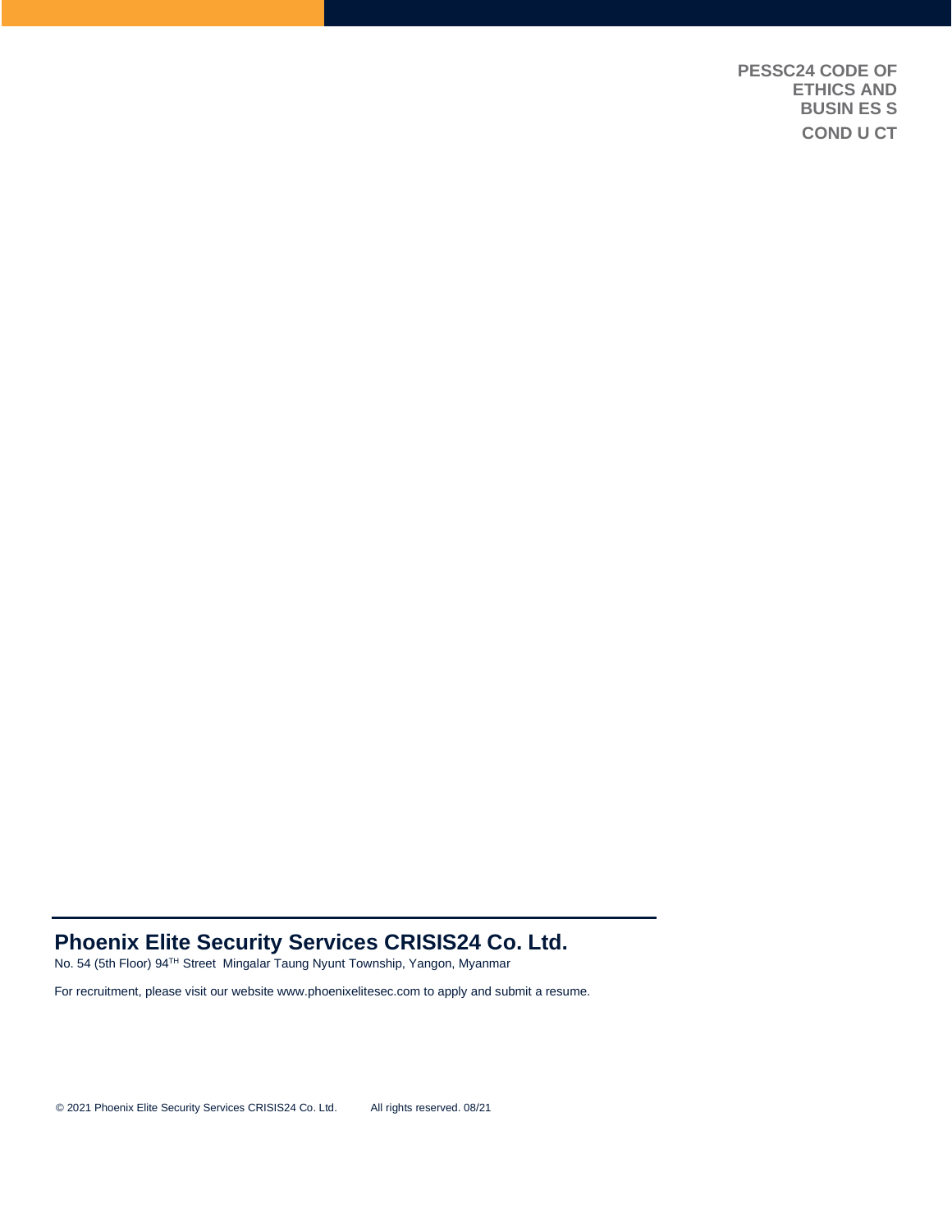PESSC24 CODE OF ETHICS AND BUSIN ES S COND U CT

## Phoenix Elite Security Services CRISIS24 Co. Ltd.

No. 54 (5th Floor) 94TH Street Mingalar Taung Nyunt Township, Yangon, Myanmar

For recruitment, please visit our website www.phoenixelitesec.com to apply and submit a resume.

© 2021 Phoenix Elite Security Services CRISIS24 Co. Ltd. All rights reserved. 08/21